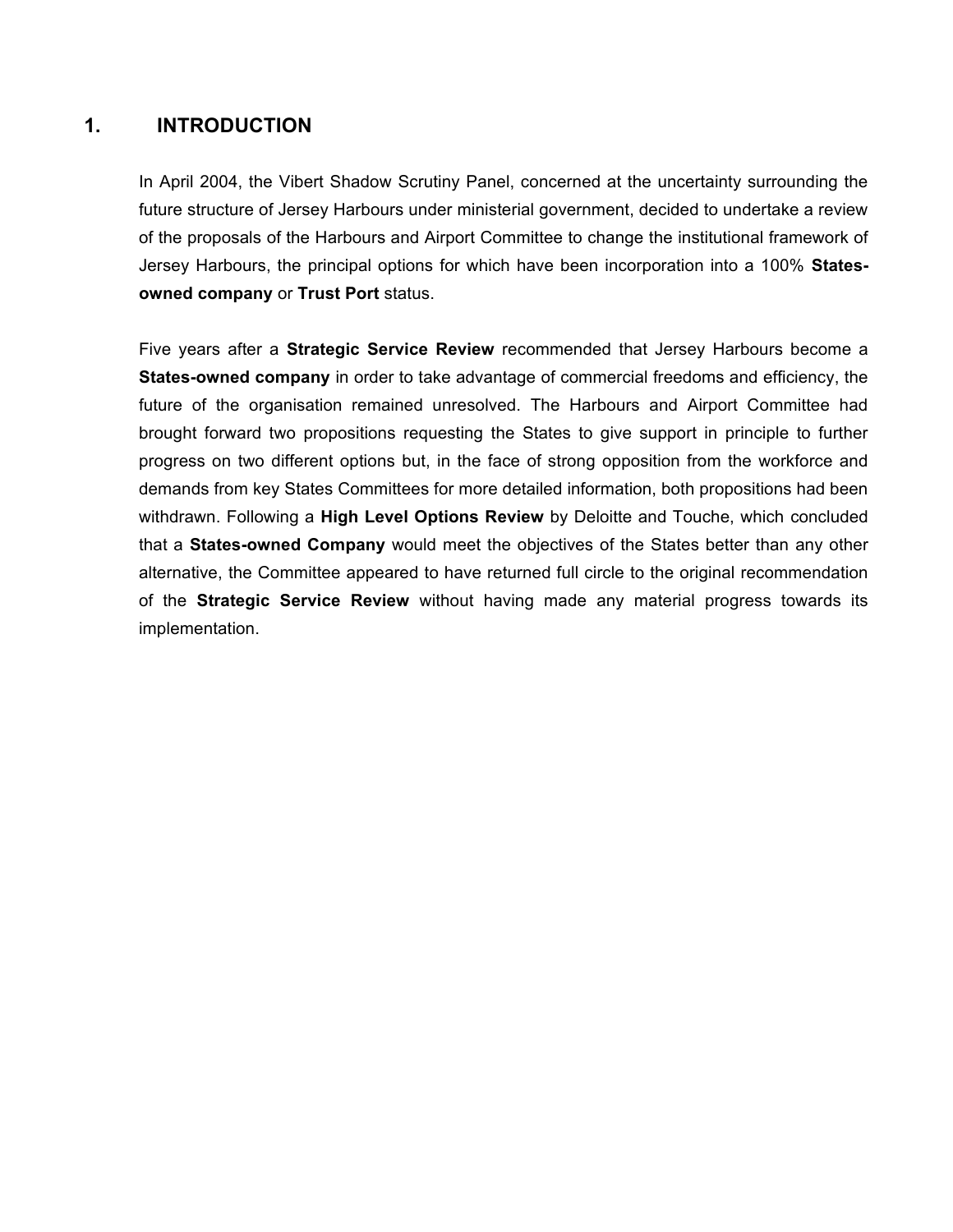# 1. INTRODUCTION

In April 2004, the Vibert Shadow Scrutiny Panel, concerned at the uncertainty surrounding the future structure of Jersey Harbours under ministerial government, decided to undertake a review of the proposals of the Harbours and Airport Committee to change the institutional framework of Jersey Harbours, the principal options for which have been incorporation into a 100% **States-owned company** or **Trust Port** status.

Five years after a **Strategic Service Review** recommended that Jersey Harbours become a **States-owned company** in order to take advantage of commercial freedoms and efficiency, the future of the organisation remained unresolved. The Harbours and Airport Committee had brought forward two propositions requesting the States to give support in principle to further progress on two different options but, in the face of strong opposition from the workforce and demands from key States Committees for more detailed information, both propositions had been withdrawn. Following a **High Level Options Review** by Deloitte and Touche, which concluded that a **States-owned Company** would meet the objectives of the States better than any other alternative, the Committee appeared to have returned full circle to the original recommendation of the **Strategic Service Review** without having made any material progress towards its implementation.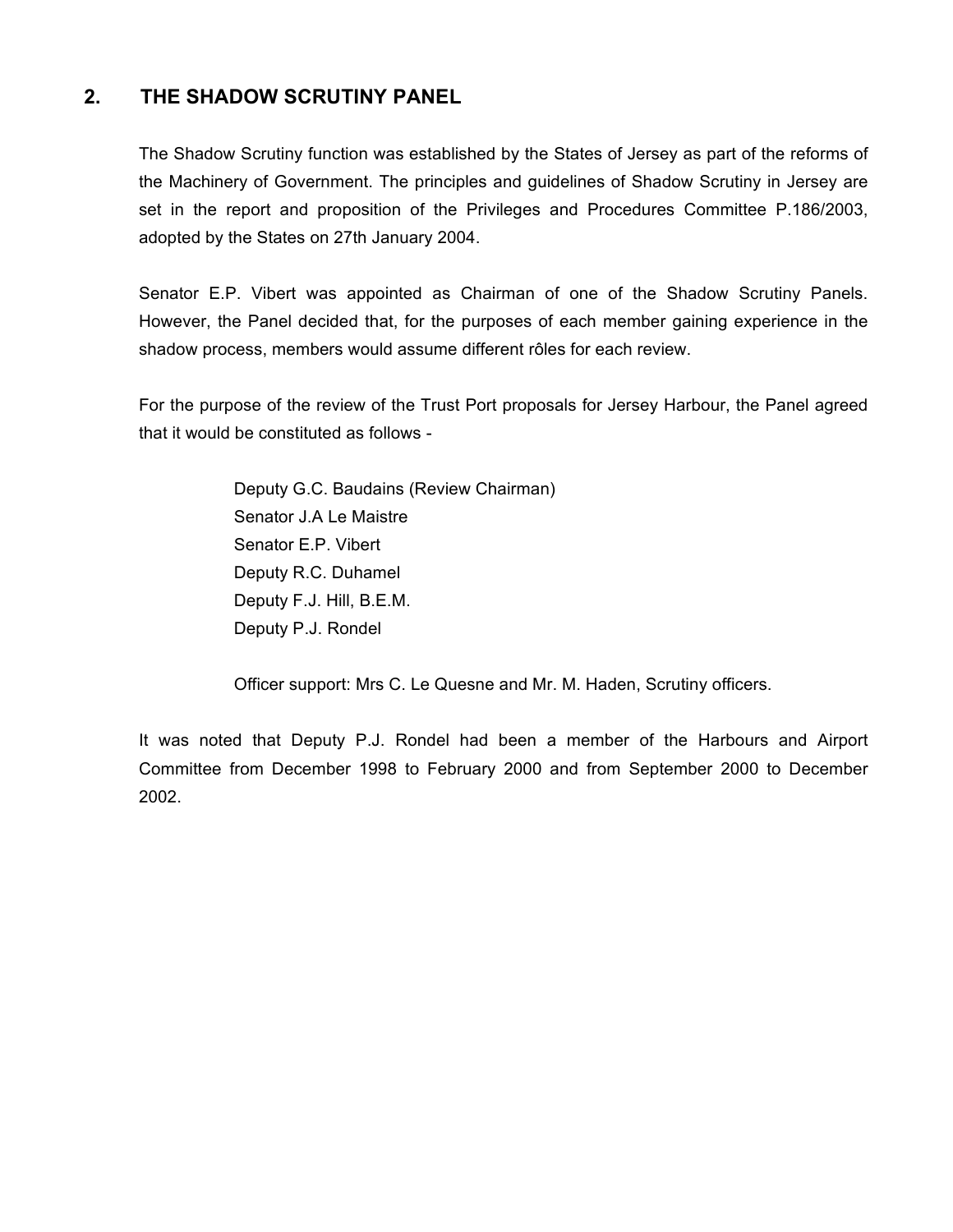## 2. THE SHADOW SCRUTINY PANEL

The Shadow Scrutiny function was established by the States of Jersey as part of the reforms of the Machinery of Government. The principles and guidelines of Shadow Scrutiny in Jersey are set in the report and proposition of the Privileges and Procedures Committee P.186/2003, adopted by the States on 27th January 2004.

Senator E.P. Vibert was appointed as Chairman of one of the Shadow Scrutiny Panels. However, the Panel decided that, for the purposes of each member gaining experience in the shadow process, members would assume different rôles for each review.

For the purpose of the review of the Trust Port proposals for Jersey Harbour, the Panel agreed that it would be constituted as follows -

Deputy G.C. Baudains (Review Chairman)
Senator J.A Le Maistre
Senator E.P. Vibert
Deputy R.C. Duhamel
Deputy F.J. Hill, B.E.M.
Deputy P.J. Rondel

Officer support: Mrs C. Le Quesne and Mr. M. Haden, Scrutiny officers.

It was noted that Deputy P.J. Rondel had been a member of the Harbours and Airport Committee from December 1998 to February 2000 and from September 2000 to December 2002.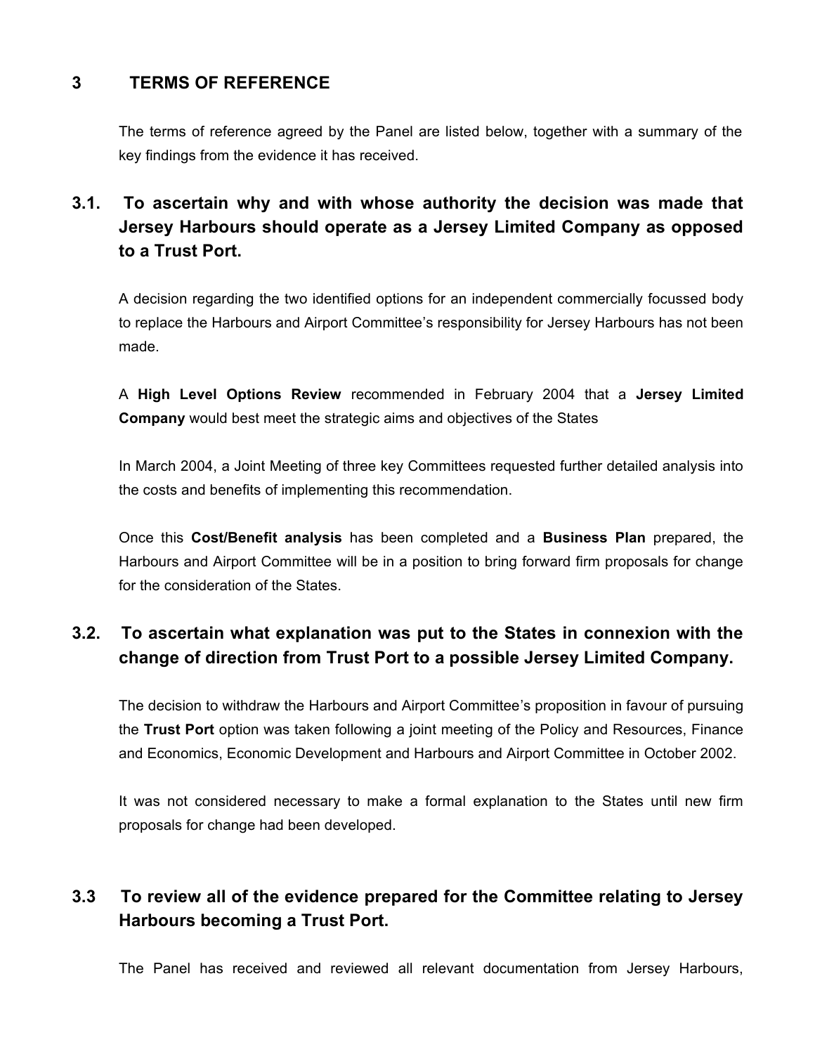## 3 TERMS OF REFERENCE

The terms of reference agreed by the Panel are listed below, together with a summary of the key findings from the evidence it has received.

### 3.1. To ascertain why and with whose authority the decision was made that Jersey Harbours should operate as a Jersey Limited Company as opposed to a Trust Port.

A decision regarding the two identified options for an independent commercially focussed body to replace the Harbours and Airport Committee's responsibility for Jersey Harbours has not been made.

A **High Level Options Review** recommended in February 2004 that a **Jersey Limited Company** would best meet the strategic aims and objectives of the States

In March 2004, a Joint Meeting of three key Committees requested further detailed analysis into the costs and benefits of implementing this recommendation.

Once this **Cost/Benefit analysis** has been completed and a **Business Plan** prepared, the Harbours and Airport Committee will be in a position to bring forward firm proposals for change for the consideration of the States.

### 3.2. To ascertain what explanation was put to the States in connexion with the change of direction from Trust Port to a possible Jersey Limited Company.

The decision to withdraw the Harbours and Airport Committee's proposition in favour of pursuing the **Trust Port** option was taken following a joint meeting of the Policy and Resources, Finance and Economics, Economic Development and Harbours and Airport Committee in October 2002.

It was not considered necessary to make a formal explanation to the States until new firm proposals for change had been developed.

### 3.3 To review all of the evidence prepared for the Committee relating to Jersey Harbours becoming a Trust Port.

The Panel has received and reviewed all relevant documentation from Jersey Harbours,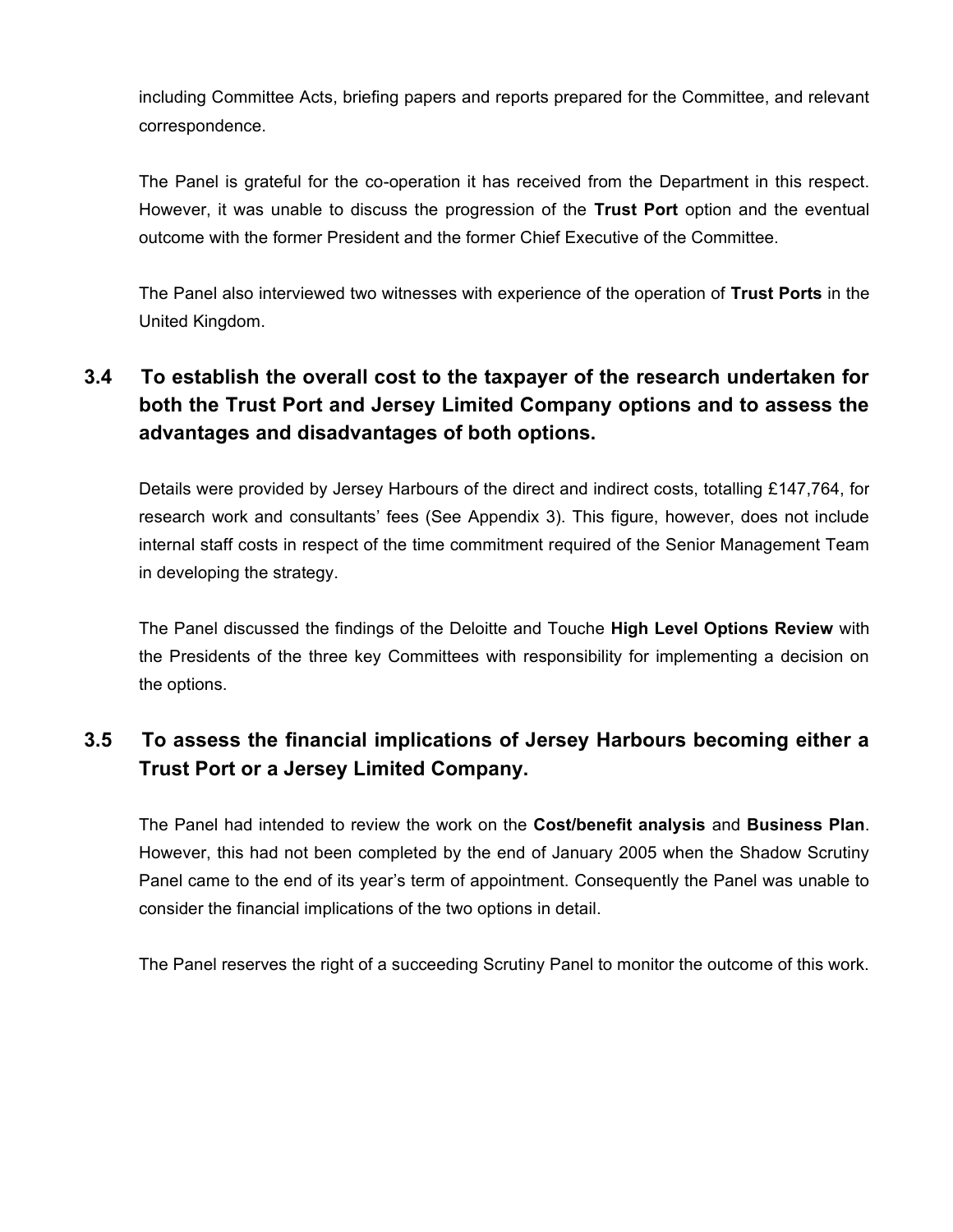including Committee Acts, briefing papers and reports prepared for the Committee, and relevant correspondence.

The Panel is grateful for the co-operation it has received from the Department in this respect. However, it was unable to discuss the progression of the **Trust Port** option and the eventual outcome with the former President and the former Chief Executive of the Committee.

The Panel also interviewed two witnesses with experience of the operation of **Trust Ports** in the United Kingdom.

### 3.4 To establish the overall cost to the taxpayer of the research undertaken for both the Trust Port and Jersey Limited Company options and to assess the advantages and disadvantages of both options.

Details were provided by Jersey Harbours of the direct and indirect costs, totalling £147,764, for research work and consultants' fees (See Appendix 3). This figure, however, does not include internal staff costs in respect of the time commitment required of the Senior Management Team in developing the strategy.

The Panel discussed the findings of the Deloitte and Touche **High Level Options Review** with the Presidents of the three key Committees with responsibility for implementing a decision on the options.

### 3.5 To assess the financial implications of Jersey Harbours becoming either a Trust Port or a Jersey Limited Company.

The Panel had intended to review the work on the **Cost/benefit analysis** and **Business Plan**. However, this had not been completed by the end of January 2005 when the Shadow Scrutiny Panel came to the end of its year's term of appointment. Consequently the Panel was unable to consider the financial implications of the two options in detail.

The Panel reserves the right of a succeeding Scrutiny Panel to monitor the outcome of this work.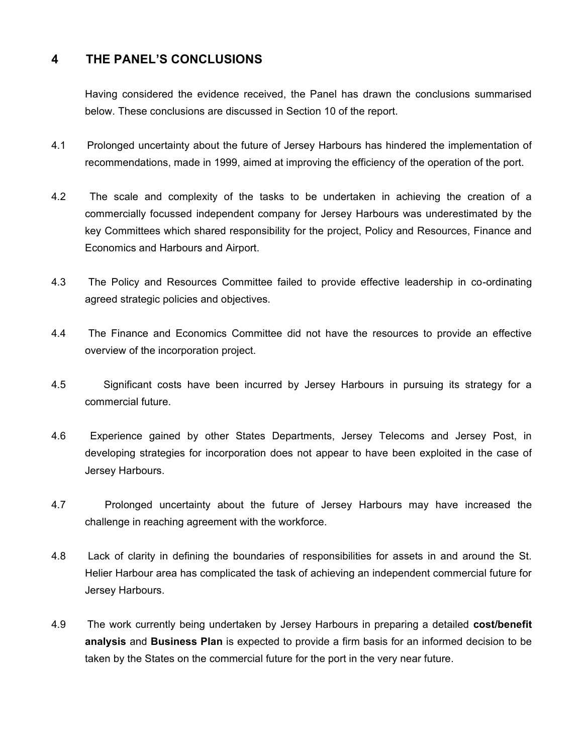## 4 THE PANEL'S CONCLUSIONS

Having considered the evidence received, the Panel has drawn the conclusions summarised below. These conclusions are discussed in Section 10 of the report.

4.1 Prolonged uncertainty about the future of Jersey Harbours has hindered the implementation of recommendations, made in 1999, aimed at improving the efficiency of the operation of the port.

4.2 The scale and complexity of the tasks to be undertaken in achieving the creation of a commercially focussed independent company for Jersey Harbours was underestimated by the key Committees which shared responsibility for the project, Policy and Resources, Finance and Economics and Harbours and Airport.

4.3 The Policy and Resources Committee failed to provide effective leadership in co-ordinating agreed strategic policies and objectives.

4.4 The Finance and Economics Committee did not have the resources to provide an effective overview of the incorporation project.

4.5 Significant costs have been incurred by Jersey Harbours in pursuing its strategy for a commercial future.

4.6 Experience gained by other States Departments, Jersey Telecoms and Jersey Post, in developing strategies for incorporation does not appear to have been exploited in the case of Jersey Harbours.

4.7 Prolonged uncertainty about the future of Jersey Harbours may have increased the challenge in reaching agreement with the workforce.

4.8 Lack of clarity in defining the boundaries of responsibilities for assets in and around the St. Helier Harbour area has complicated the task of achieving an independent commercial future for Jersey Harbours.

4.9 The work currently being undertaken by Jersey Harbours in preparing a detailed **cost/benefit analysis** and **Business Plan** is expected to provide a firm basis for an informed decision to be taken by the States on the commercial future for the port in the very near future.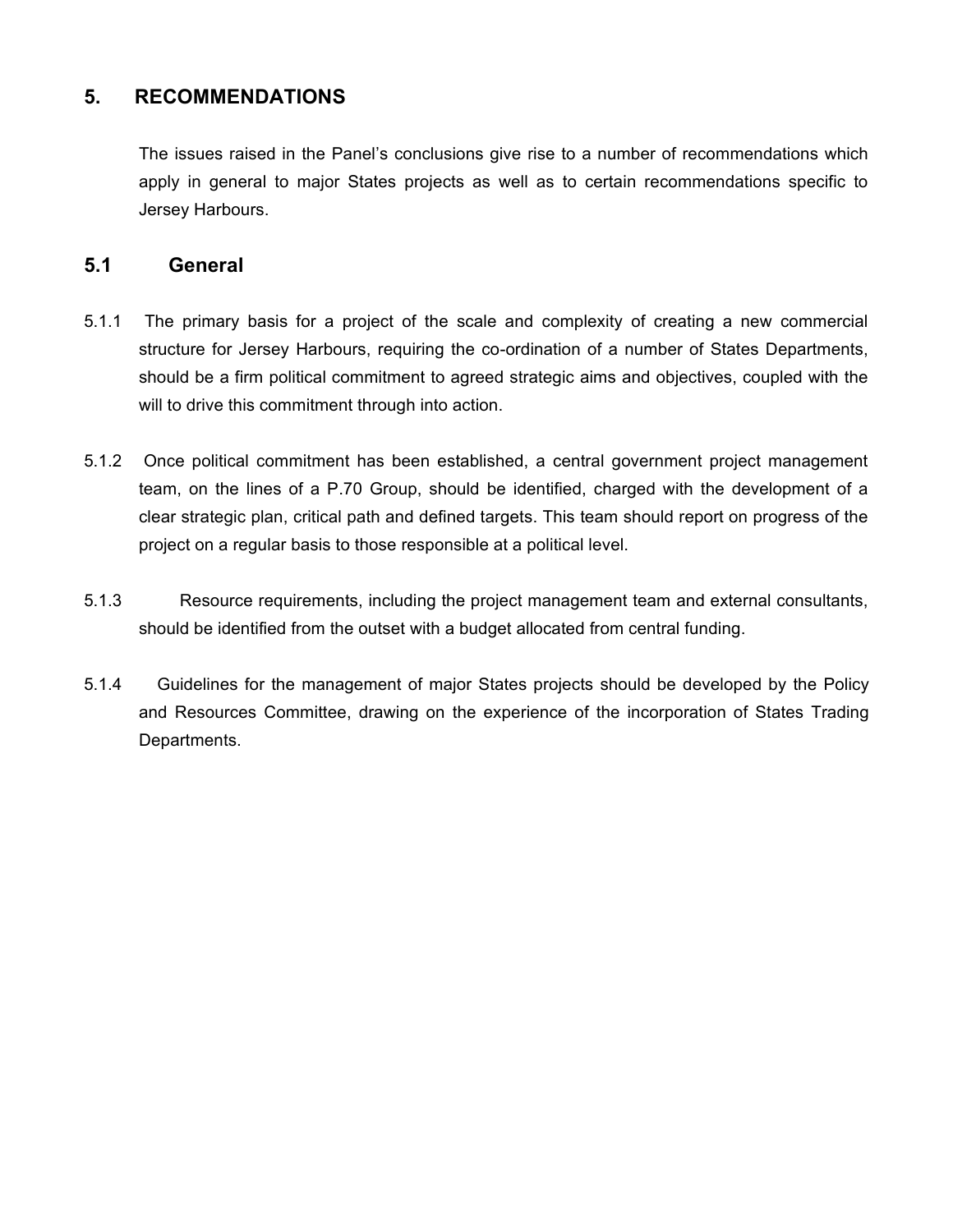## 5. RECOMMENDATIONS

The issues raised in the Panel's conclusions give rise to a number of recommendations which apply in general to major States projects as well as to certain recommendations specific to Jersey Harbours.

### 5.1 General

5.1.1 The primary basis for a project of the scale and complexity of creating a new commercial structure for Jersey Harbours, requiring the co-ordination of a number of States Departments, should be a firm political commitment to agreed strategic aims and objectives, coupled with the will to drive this commitment through into action.

5.1.2 Once political commitment has been established, a central government project management team, on the lines of a P.70 Group, should be identified, charged with the development of a clear strategic plan, critical path and defined targets. This team should report on progress of the project on a regular basis to those responsible at a political level.

5.1.3 Resource requirements, including the project management team and external consultants, should be identified from the outset with a budget allocated from central funding.

5.1.4 Guidelines for the management of major States projects should be developed by the Policy and Resources Committee, drawing on the experience of the incorporation of States Trading Departments.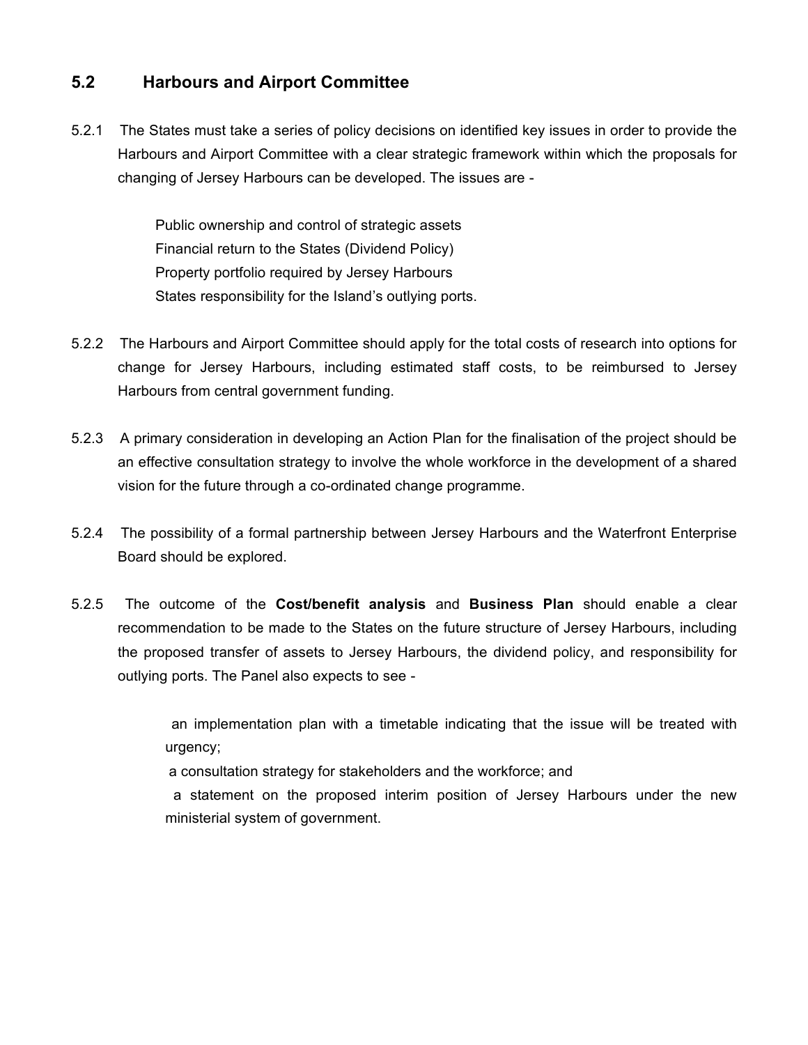## 5.2 Harbours and Airport Committee

5.2.1 The States must take a series of policy decisions on identified key issues in order to provide the Harbours and Airport Committee with a clear strategic framework within which the proposals for changing of Jersey Harbours can be developed. The issues are -

- Public ownership and control of strategic assets
- Financial return to the States (Dividend Policy)
- Property portfolio required by Jersey Harbours
- States responsibility for the Island's outlying ports.

5.2.2 The Harbours and Airport Committee should apply for the total costs of research into options for change for Jersey Harbours, including estimated staff costs, to be reimbursed to Jersey Harbours from central government funding.

5.2.3 A primary consideration in developing an Action Plan for the finalisation of the project should be an effective consultation strategy to involve the whole workforce in the development of a shared vision for the future through a co-ordinated change programme.

5.2.4 The possibility of a formal partnership between Jersey Harbours and the Waterfront Enterprise Board should be explored.

5.2.5 The outcome of the **Cost/benefit analysis** and **Business Plan** should enable a clear recommendation to be made to the States on the future structure of Jersey Harbours, including the proposed transfer of assets to Jersey Harbours, the dividend policy, and responsibility for outlying ports. The Panel also expects to see -

- an implementation plan with a timetable indicating that the issue will be treated with urgency;
- a consultation strategy for stakeholders and the workforce; and
- a statement on the proposed interim position of Jersey Harbours under the new ministerial system of government.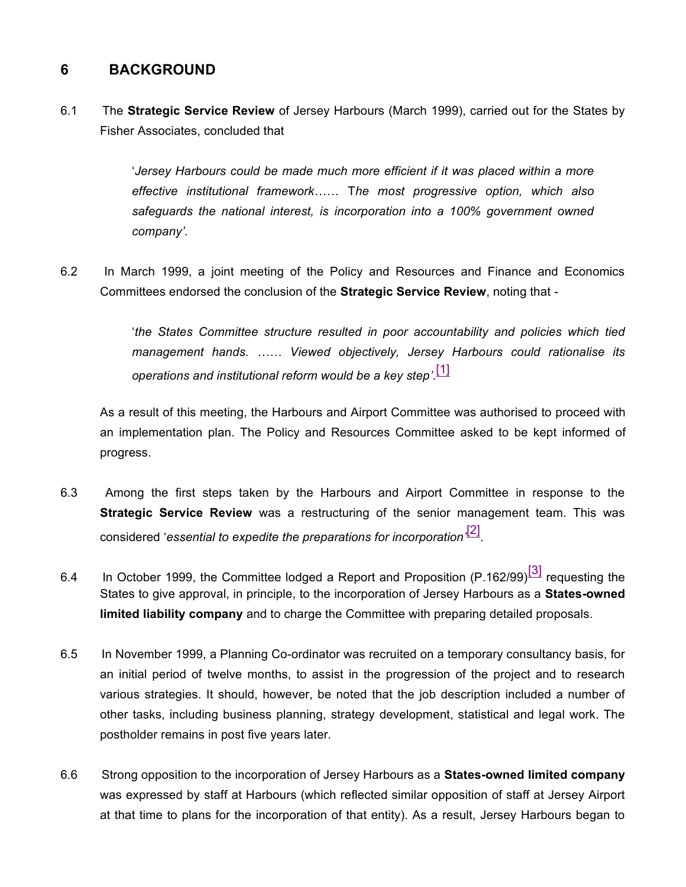## 6 BACKGROUND

6.1 The **Strategic Service Review** of Jersey Harbours (March 1999), carried out for the States by Fisher Associates, concluded that

> '*Jersey Harbours could be made much more efficient if it was placed within a more effective institutional framework*…… T*he most progressive option, which also safeguards the national interest, is incorporation into a 100% government owned company'*.

6.2 In March 1999, a joint meeting of the Policy and Resources and Finance and Economics Committees endorsed the conclusion of the **Strategic Service Review**, noting that -

> '*the States Committee structure resulted in poor accountability and policies which tied management hands. …… Viewed objectively, Jersey Harbours could rationalise its operations and institutional reform would be a key step'*.[1]

As a result of this meeting, the Harbours and Airport Committee was authorised to proceed with an implementation plan. The Policy and Resources Committee asked to be kept informed of progress.

6.3 Among the first steps taken by the Harbours and Airport Committee in response to the **Strategic Service Review** was a restructuring of the senior management team. This was considered '*essential to expedite the preparations for incorporation*'[2].

6.4 In October 1999, the Committee lodged a Report and Proposition (P.162/99)[3] requesting the States to give approval, in principle, to the incorporation of Jersey Harbours as a **States-owned limited liability company** and to charge the Committee with preparing detailed proposals.

6.5 In November 1999, a Planning Co-ordinator was recruited on a temporary consultancy basis, for an initial period of twelve months, to assist in the progression of the project and to research various strategies. It should, however, be noted that the job description included a number of other tasks, including business planning, strategy development, statistical and legal work. The postholder remains in post five years later.

6.6 Strong opposition to the incorporation of Jersey Harbours as a **States-owned limited company** was expressed by staff at Harbours (which reflected similar opposition of staff at Jersey Airport at that time to plans for the incorporation of that entity). As a result, Jersey Harbours began to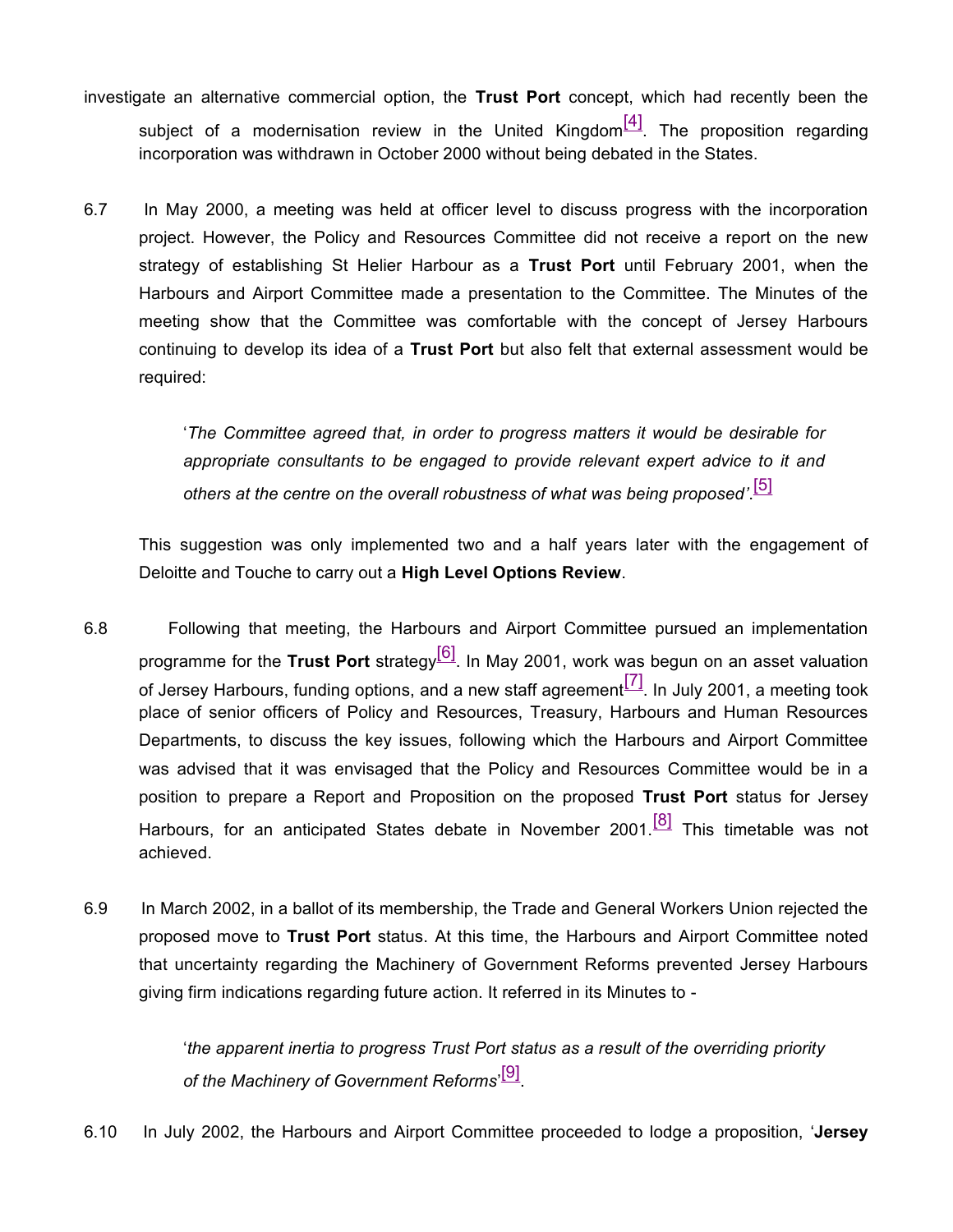investigate an alternative commercial option, the **Trust Port** concept, which had recently been the subject of a modernisation review in the United Kingdom[4]. The proposition regarding incorporation was withdrawn in October 2000 without being debated in the States.

6.7 In May 2000, a meeting was held at officer level to discuss progress with the incorporation project. However, the Policy and Resources Committee did not receive a report on the new strategy of establishing St Helier Harbour as a **Trust Port** until February 2001, when the Harbours and Airport Committee made a presentation to the Committee. The Minutes of the meeting show that the Committee was comfortable with the concept of Jersey Harbours continuing to develop its idea of a **Trust Port** but also felt that external assessment would be required:

> '*The Committee agreed that, in order to progress matters it would be desirable for appropriate consultants to be engaged to provide relevant expert advice to it and others at the centre on the overall robustness of what was being proposed'*.[5]

This suggestion was only implemented two and a half years later with the engagement of Deloitte and Touche to carry out a **High Level Options Review**.

6.8 Following that meeting, the Harbours and Airport Committee pursued an implementation programme for the **Trust Port** strategy[6]. In May 2001, work was begun on an asset valuation of Jersey Harbours, funding options, and a new staff agreement[7]. In July 2001, a meeting took place of senior officers of Policy and Resources, Treasury, Harbours and Human Resources Departments, to discuss the key issues, following which the Harbours and Airport Committee was advised that it was envisaged that the Policy and Resources Committee would be in a position to prepare a Report and Proposition on the proposed **Trust Port** status for Jersey Harbours, for an anticipated States debate in November 2001.[8] This timetable was not achieved.

6.9 In March 2002, in a ballot of its membership, the Trade and General Workers Union rejected the proposed move to **Trust Port** status. At this time, the Harbours and Airport Committee noted that uncertainty regarding the Machinery of Government Reforms prevented Jersey Harbours giving firm indications regarding future action. It referred in its Minutes to -

> '*the apparent inertia to progress Trust Port status as a result of the overriding priority of the Machinery of Government Reforms*'[9].

6.10 In July 2002, the Harbours and Airport Committee proceeded to lodge a proposition, '**Jersey**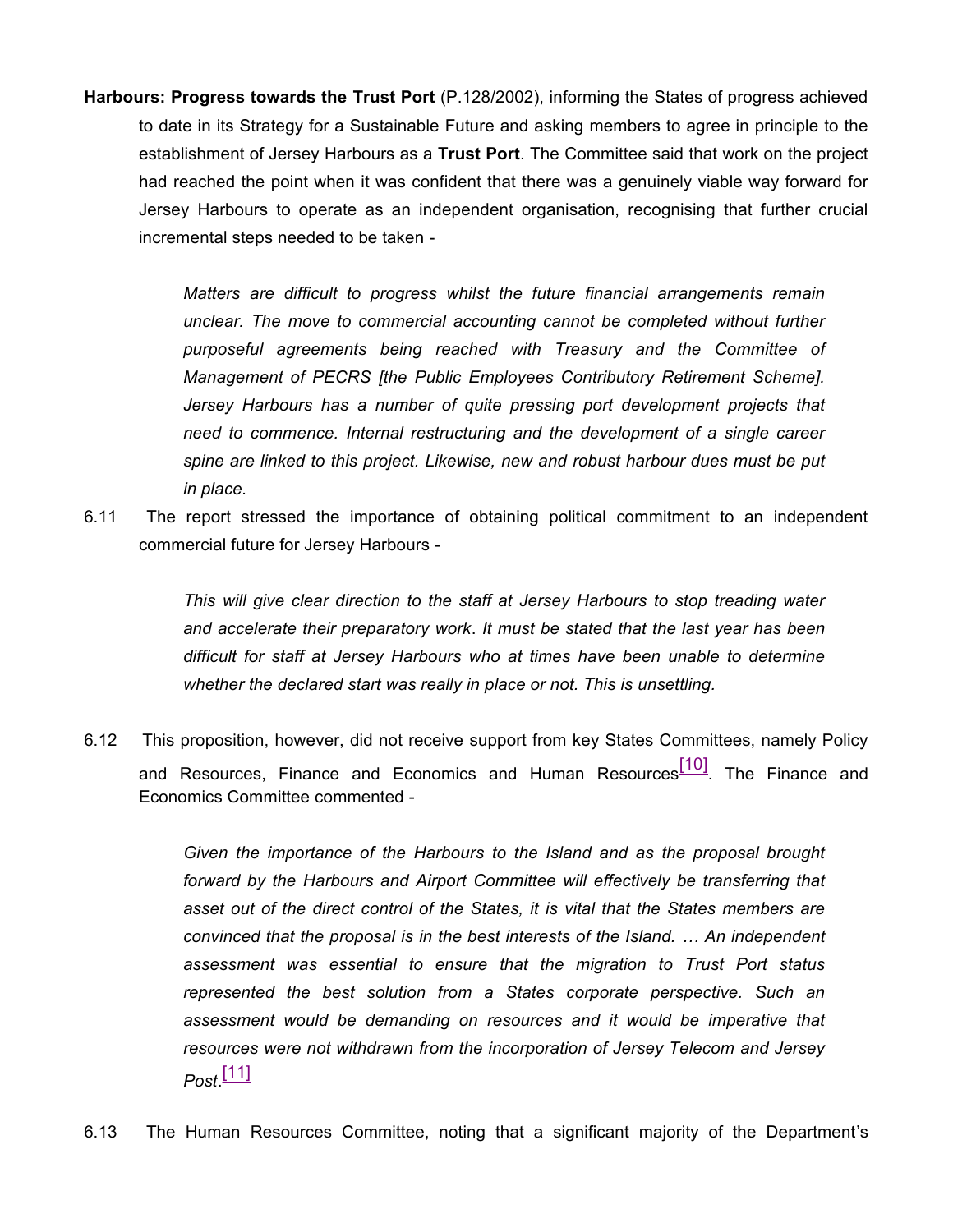**Harbours: Progress towards the Trust Port** (P.128/2002), informing the States of progress achieved to date in its Strategy for a Sustainable Future and asking members to agree in principle to the establishment of Jersey Harbours as a **Trust Port**. The Committee said that work on the project had reached the point when it was confident that there was a genuinely viable way forward for Jersey Harbours to operate as an independent organisation, recognising that further crucial incremental steps needed to be taken -

> *Matters are difficult to progress whilst the future financial arrangements remain unclear. The move to commercial accounting cannot be completed without further purposeful agreements being reached with Treasury and the Committee of Management of PECRS [the Public Employees Contributory Retirement Scheme]. Jersey Harbours has a number of quite pressing port development projects that need to commence. Internal restructuring and the development of a single career spine are linked to this project. Likewise, new and robust harbour dues must be put in place.*

6.11 The report stressed the importance of obtaining political commitment to an independent commercial future for Jersey Harbours -

> *This will give clear direction to the staff at Jersey Harbours to stop treading water and accelerate their preparatory work*. *It must be stated that the last year has been difficult for staff at Jersey Harbours who at times have been unable to determine whether the declared start was really in place or not. This is unsettling.*

6.12 This proposition, however, did not receive support from key States Committees, namely Policy and Resources, Finance and Economics and Human Resources[10]. The Finance and Economics Committee commented -

> *Given the importance of the Harbours to the Island and as the proposal brought forward by the Harbours and Airport Committee will effectively be transferring that asset out of the direct control of the States, it is vital that the States members are convinced that the proposal is in the best interests of the Island. … An independent assessment was essential to ensure that the migration to Trust Port status represented the best solution from a States corporate perspective. Such an assessment would be demanding on resources and it would be imperative that resources were not withdrawn from the incorporation of Jersey Telecom and Jersey Post*.[11]

6.13 The Human Resources Committee, noting that a significant majority of the Department's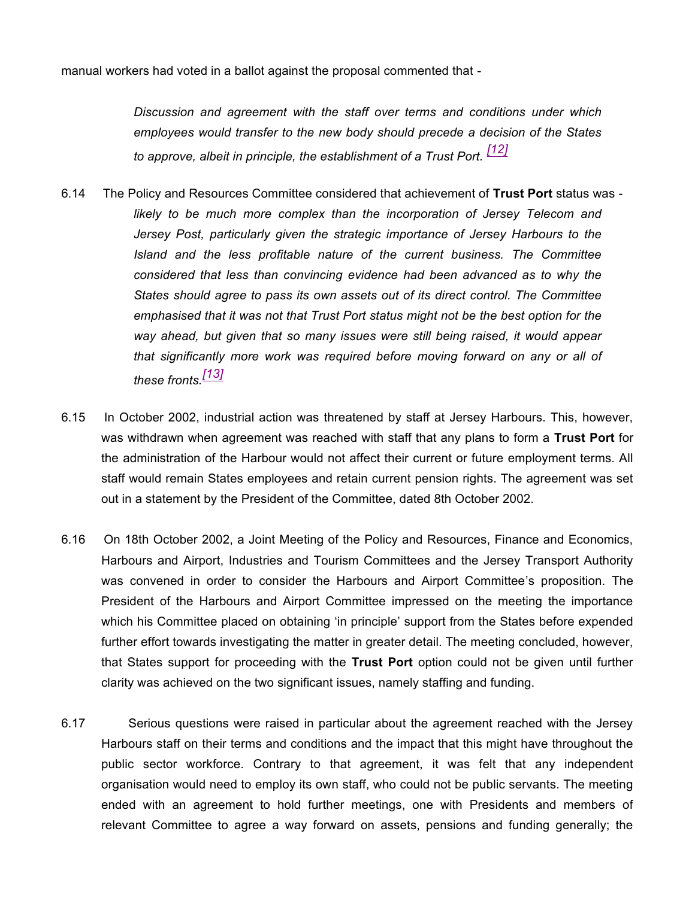manual workers had voted in a ballot against the proposal commented that -

> *Discussion and agreement with the staff over terms and conditions under which employees would transfer to the new body should precede a decision of the States to approve, albeit in principle, the establishment of a Trust Port.* [12]

6.14 The Policy and Resources Committee considered that achievement of **Trust Port** status was -

> *likely to be much more complex than the incorporation of Jersey Telecom and Jersey Post, particularly given the strategic importance of Jersey Harbours to the Island and the less profitable nature of the current business. The Committee considered that less than convincing evidence had been advanced as to why the States should agree to pass its own assets out of its direct control. The Committee emphasised that it was not that Trust Port status might not be the best option for the way ahead, but given that so many issues were still being raised, it would appear that significantly more work was required before moving forward on any or all of these fronts.*[13]

6.15 In October 2002, industrial action was threatened by staff at Jersey Harbours. This, however, was withdrawn when agreement was reached with staff that any plans to form a **Trust Port** for the administration of the Harbour would not affect their current or future employment terms. All staff would remain States employees and retain current pension rights. The agreement was set out in a statement by the President of the Committee, dated 8th October 2002.

6.16 On 18th October 2002, a Joint Meeting of the Policy and Resources, Finance and Economics, Harbours and Airport, Industries and Tourism Committees and the Jersey Transport Authority was convened in order to consider the Harbours and Airport Committee's proposition. The President of the Harbours and Airport Committee impressed on the meeting the importance which his Committee placed on obtaining 'in principle' support from the States before expended further effort towards investigating the matter in greater detail. The meeting concluded, however, that States support for proceeding with the **Trust Port** option could not be given until further clarity was achieved on the two significant issues, namely staffing and funding.

6.17 Serious questions were raised in particular about the agreement reached with the Jersey Harbours staff on their terms and conditions and the impact that this might have throughout the public sector workforce. Contrary to that agreement, it was felt that any independent organisation would need to employ its own staff, who could not be public servants. The meeting ended with an agreement to hold further meetings, one with Presidents and members of relevant Committee to agree a way forward on assets, pensions and funding generally; the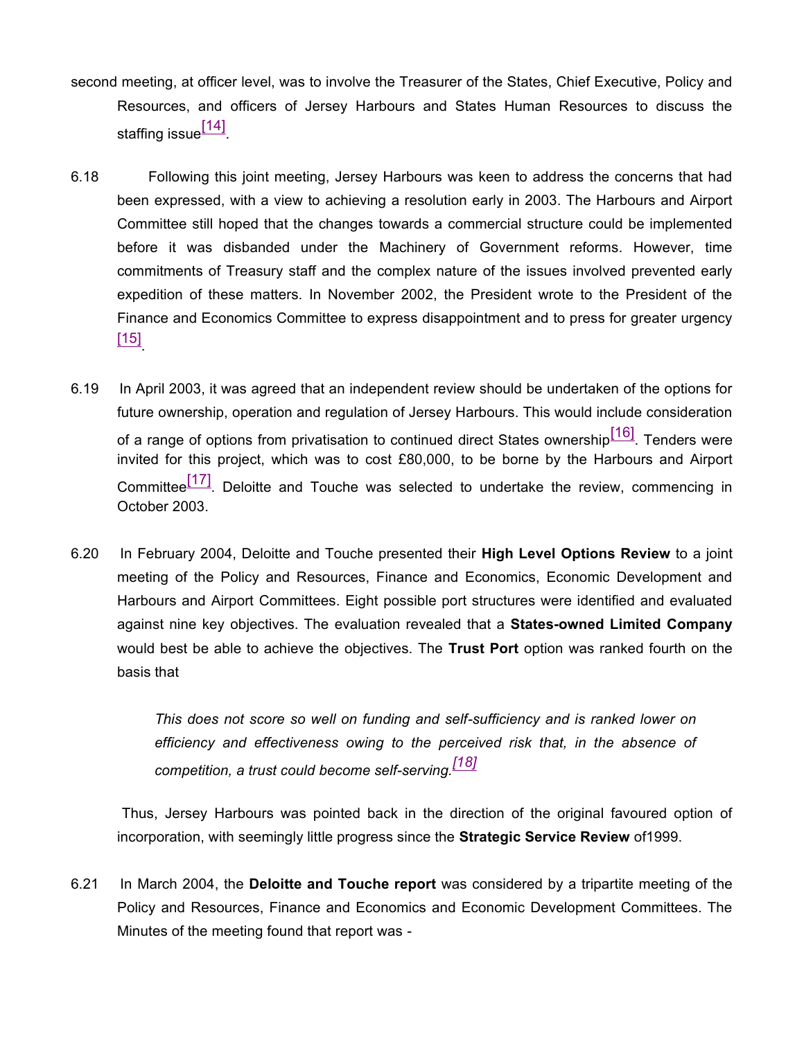second meeting, at officer level, was to involve the Treasurer of the States, Chief Executive, Policy and Resources, and officers of Jersey Harbours and States Human Resources to discuss the staffing issue[14].

6.18 Following this joint meeting, Jersey Harbours was keen to address the concerns that had been expressed, with a view to achieving a resolution early in 2003. The Harbours and Airport Committee still hoped that the changes towards a commercial structure could be implemented before it was disbanded under the Machinery of Government reforms. However, time commitments of Treasury staff and the complex nature of the issues involved prevented early expedition of these matters. In November 2002, the President wrote to the President of the Finance and Economics Committee to express disappointment and to press for greater urgency [15].

6.19 In April 2003, it was agreed that an independent review should be undertaken of the options for future ownership, operation and regulation of Jersey Harbours. This would include consideration of a range of options from privatisation to continued direct States ownership[16]. Tenders were invited for this project, which was to cost £80,000, to be borne by the Harbours and Airport Committee[17]. Deloitte and Touche was selected to undertake the review, commencing in October 2003.

6.20 In February 2004, Deloitte and Touche presented their **High Level Options Review** to a joint meeting of the Policy and Resources, Finance and Economics, Economic Development and Harbours and Airport Committees. Eight possible port structures were identified and evaluated against nine key objectives. The evaluation revealed that a **States-owned Limited Company** would best be able to achieve the objectives. The **Trust Port** option was ranked fourth on the basis that

> *This does not score so well on funding and self-sufficiency and is ranked lower on efficiency and effectiveness owing to the perceived risk that, in the absence of competition, a trust could become self-serving.[18]*

Thus, Jersey Harbours was pointed back in the direction of the original favoured option of incorporation, with seemingly little progress since the **Strategic Service Review** of1999.

6.21 In March 2004, the **Deloitte and Touche report** was considered by a tripartite meeting of the Policy and Resources, Finance and Economics and Economic Development Committees. The Minutes of the meeting found that report was -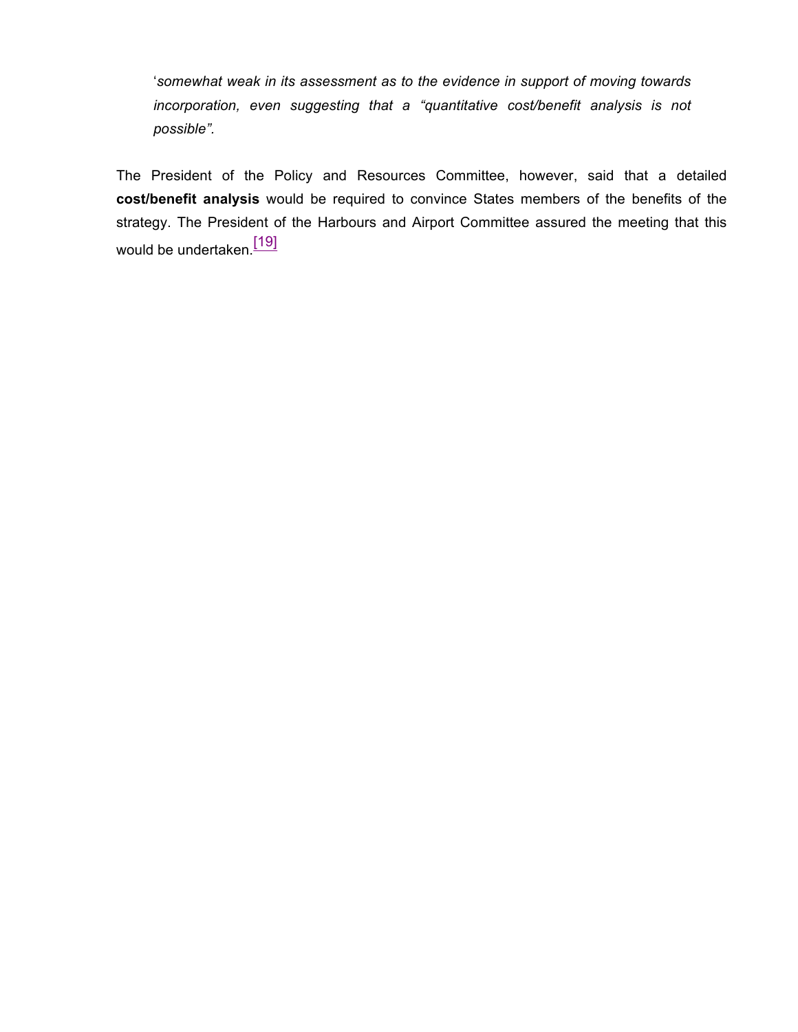> '*somewhat weak in its assessment as to the evidence in support of moving towards incorporation, even suggesting that a "quantitative cost/benefit analysis is not possible"*.

The President of the Policy and Resources Committee, however, said that a detailed **cost/benefit analysis** would be required to convince States members of the benefits of the strategy. The President of the Harbours and Airport Committee assured the meeting that this would be undertaken.[19]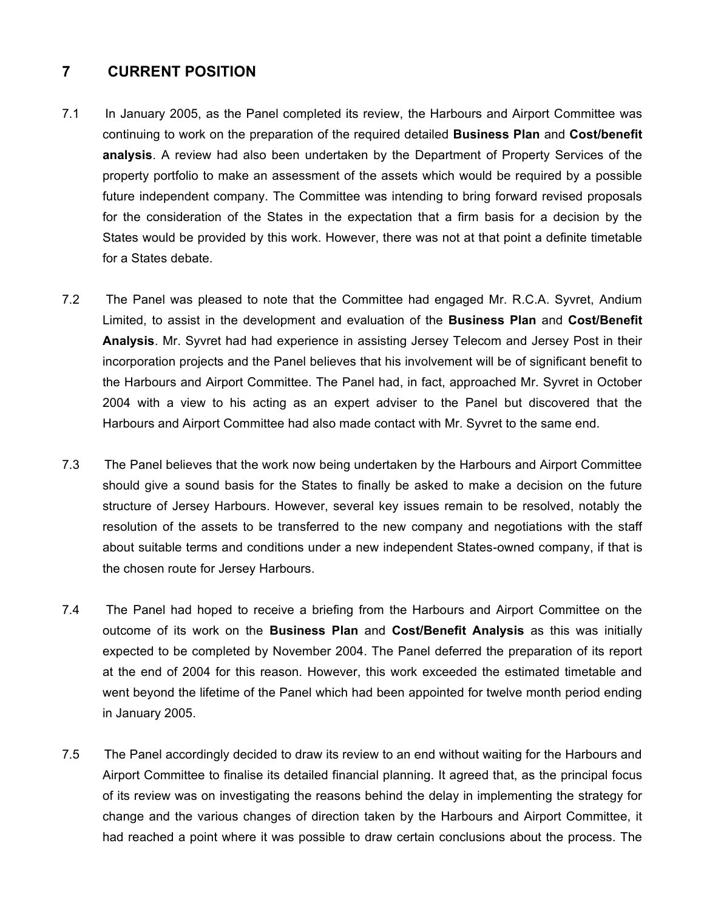## 7 CURRENT POSITION

7.1 In January 2005, as the Panel completed its review, the Harbours and Airport Committee was continuing to work on the preparation of the required detailed **Business Plan** and **Cost/benefit analysis**. A review had also been undertaken by the Department of Property Services of the property portfolio to make an assessment of the assets which would be required by a possible future independent company. The Committee was intending to bring forward revised proposals for the consideration of the States in the expectation that a firm basis for a decision by the States would be provided by this work. However, there was not at that point a definite timetable for a States debate.

7.2 The Panel was pleased to note that the Committee had engaged Mr. R.C.A. Syvret, Andium Limited, to assist in the development and evaluation of the **Business Plan** and **Cost/Benefit Analysis**. Mr. Syvret had had experience in assisting Jersey Telecom and Jersey Post in their incorporation projects and the Panel believes that his involvement will be of significant benefit to the Harbours and Airport Committee. The Panel had, in fact, approached Mr. Syvret in October 2004 with a view to his acting as an expert adviser to the Panel but discovered that the Harbours and Airport Committee had also made contact with Mr. Syvret to the same end.

7.3 The Panel believes that the work now being undertaken by the Harbours and Airport Committee should give a sound basis for the States to finally be asked to make a decision on the future structure of Jersey Harbours. However, several key issues remain to be resolved, notably the resolution of the assets to be transferred to the new company and negotiations with the staff about suitable terms and conditions under a new independent States-owned company, if that is the chosen route for Jersey Harbours.

7.4 The Panel had hoped to receive a briefing from the Harbours and Airport Committee on the outcome of its work on the **Business Plan** and **Cost/Benefit Analysis** as this was initially expected to be completed by November 2004. The Panel deferred the preparation of its report at the end of 2004 for this reason. However, this work exceeded the estimated timetable and went beyond the lifetime of the Panel which had been appointed for twelve month period ending in January 2005.

7.5 The Panel accordingly decided to draw its review to an end without waiting for the Harbours and Airport Committee to finalise its detailed financial planning. It agreed that, as the principal focus of its review was on investigating the reasons behind the delay in implementing the strategy for change and the various changes of direction taken by the Harbours and Airport Committee, it had reached a point where it was possible to draw certain conclusions about the process. The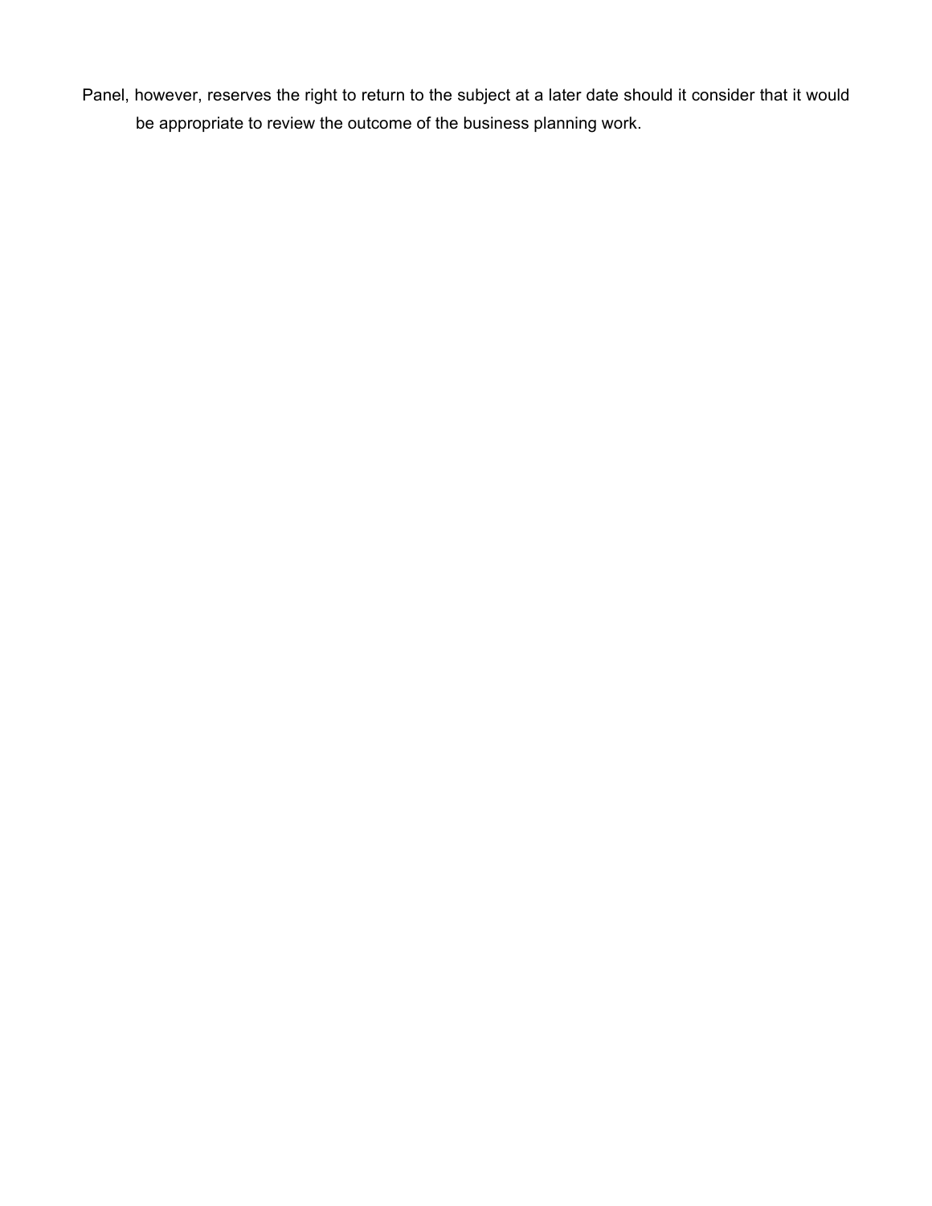Panel, however, reserves the right to return to the subject at a later date should it consider that it would be appropriate to review the outcome of the business planning work.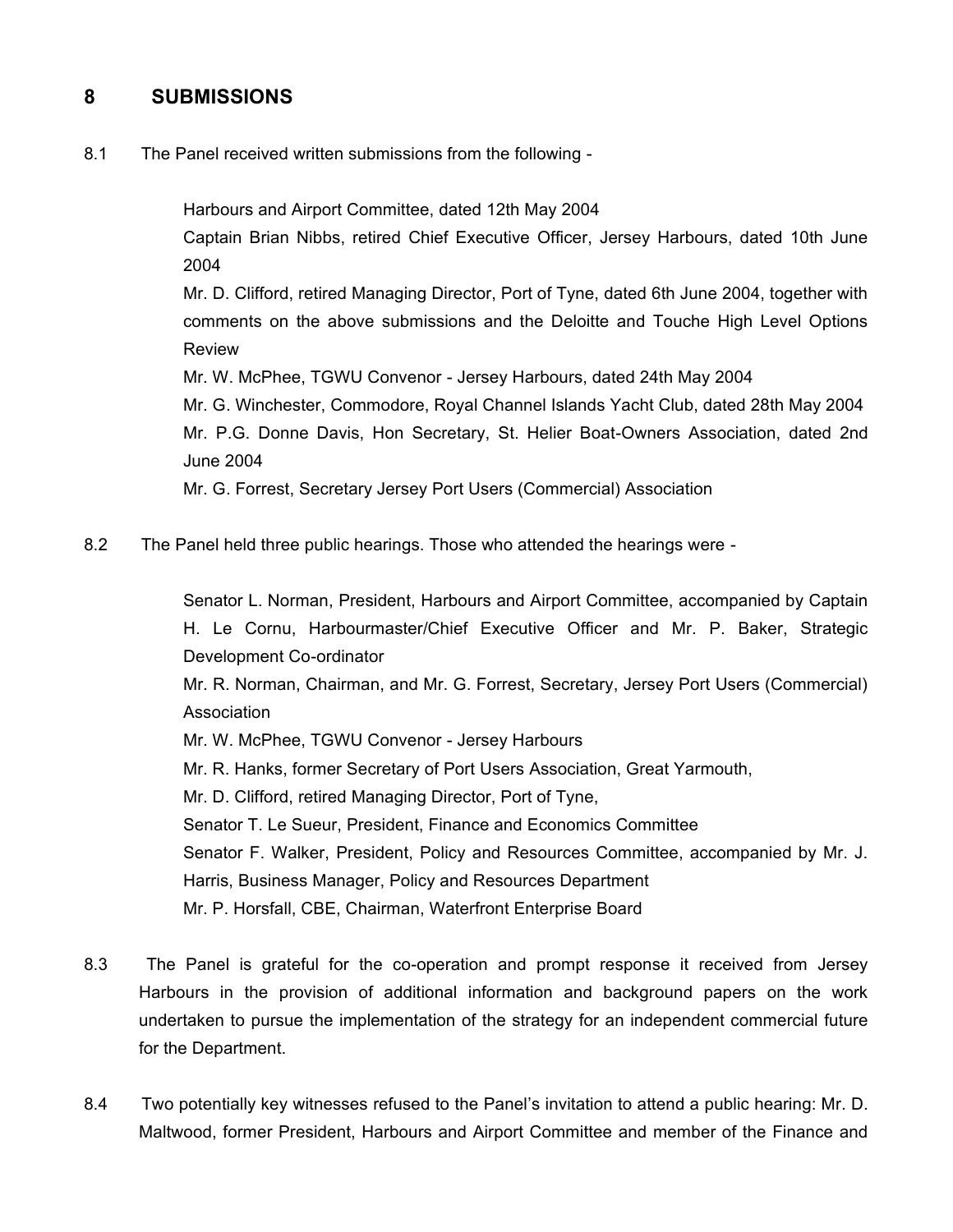## 8 SUBMISSIONS

8.1 The Panel received written submissions from the following -

Harbours and Airport Committee, dated 12th May 2004

Captain Brian Nibbs, retired Chief Executive Officer, Jersey Harbours, dated 10th June 2004

Mr. D. Clifford, retired Managing Director, Port of Tyne, dated 6th June 2004, together with comments on the above submissions and the Deloitte and Touche High Level Options Review

Mr. W. McPhee, TGWU Convenor - Jersey Harbours, dated 24th May 2004

Mr. G. Winchester, Commodore, Royal Channel Islands Yacht Club, dated 28th May 2004

Mr. P.G. Donne Davis, Hon Secretary, St. Helier Boat-Owners Association, dated 2nd June 2004

Mr. G. Forrest, Secretary Jersey Port Users (Commercial) Association

8.2 The Panel held three public hearings. Those who attended the hearings were -

Senator L. Norman, President, Harbours and Airport Committee, accompanied by Captain H. Le Cornu, Harbourmaster/Chief Executive Officer and Mr. P. Baker, Strategic Development Co-ordinator

Mr. R. Norman, Chairman, and Mr. G. Forrest, Secretary, Jersey Port Users (Commercial) Association

Mr. W. McPhee, TGWU Convenor - Jersey Harbours

Mr. R. Hanks, former Secretary of Port Users Association, Great Yarmouth,

Mr. D. Clifford, retired Managing Director, Port of Tyne,

Senator T. Le Sueur, President, Finance and Economics Committee

Senator F. Walker, President, Policy and Resources Committee, accompanied by Mr. J. Harris, Business Manager, Policy and Resources Department

Mr. P. Horsfall, CBE, Chairman, Waterfront Enterprise Board

8.3 The Panel is grateful for the co-operation and prompt response it received from Jersey Harbours in the provision of additional information and background papers on the work undertaken to pursue the implementation of the strategy for an independent commercial future for the Department.

8.4 Two potentially key witnesses refused to the Panel's invitation to attend a public hearing: Mr. D. Maltwood, former President, Harbours and Airport Committee and member of the Finance and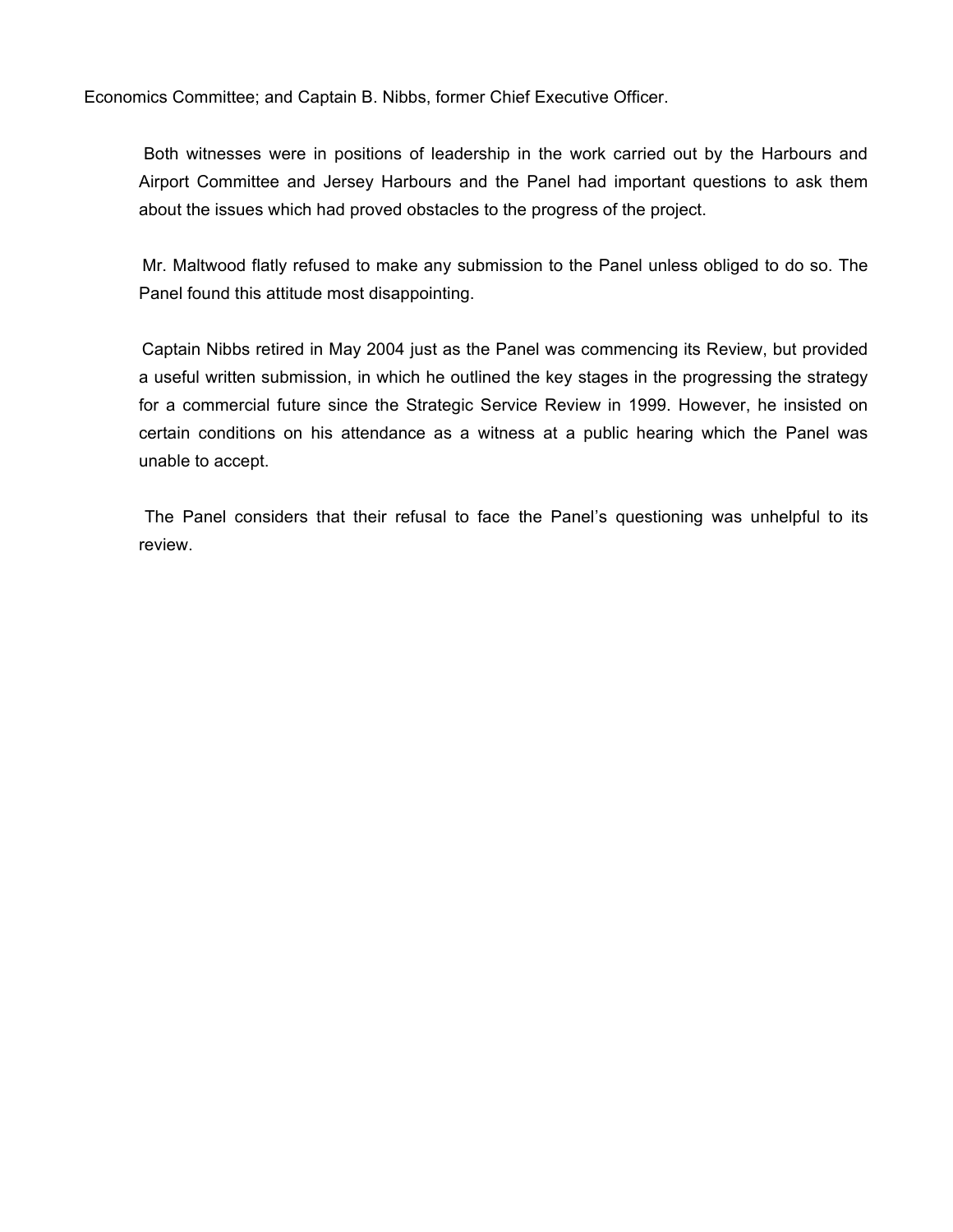Economics Committee; and Captain B. Nibbs, former Chief Executive Officer.

Both witnesses were in positions of leadership in the work carried out by the Harbours and Airport Committee and Jersey Harbours and the Panel had important questions to ask them about the issues which had proved obstacles to the progress of the project.

Mr. Maltwood flatly refused to make any submission to the Panel unless obliged to do so. The Panel found this attitude most disappointing.

Captain Nibbs retired in May 2004 just as the Panel was commencing its Review, but provided a useful written submission, in which he outlined the key stages in the progressing the strategy for a commercial future since the Strategic Service Review in 1999. However, he insisted on certain conditions on his attendance as a witness at a public hearing which the Panel was unable to accept.

The Panel considers that their refusal to face the Panel's questioning was unhelpful to its review.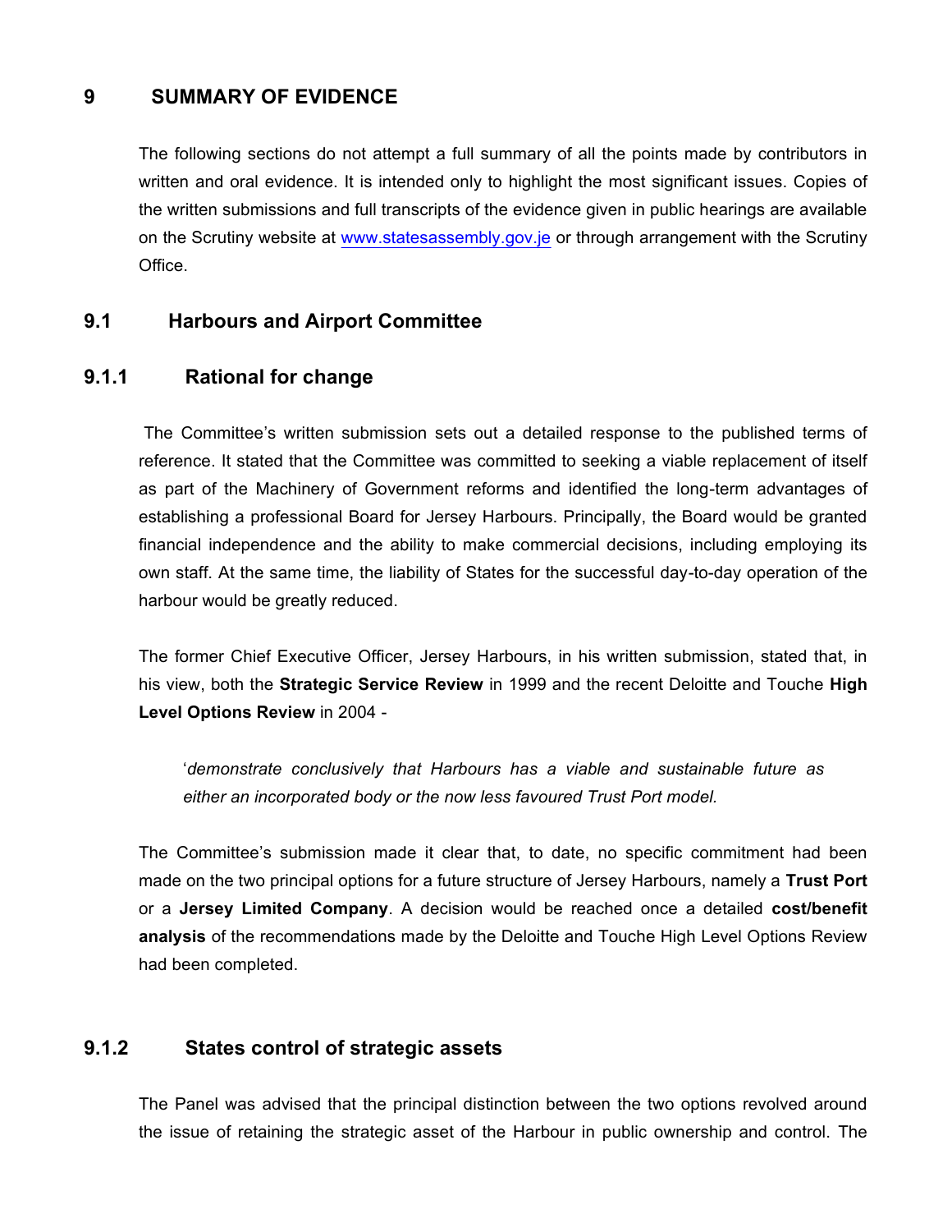## 9 SUMMARY OF EVIDENCE

The following sections do not attempt a full summary of all the points made by contributors in written and oral evidence. It is intended only to highlight the most significant issues. Copies of the written submissions and full transcripts of the evidence given in public hearings are available on the Scrutiny website at www.statesassembly.gov.je or through arrangement with the Scrutiny Office.

### 9.1 Harbours and Airport Committee

#### 9.1.1 Rational for change

The Committee's written submission sets out a detailed response to the published terms of reference. It stated that the Committee was committed to seeking a viable replacement of itself as part of the Machinery of Government reforms and identified the long-term advantages of establishing a professional Board for Jersey Harbours. Principally, the Board would be granted financial independence and the ability to make commercial decisions, including employing its own staff. At the same time, the liability of States for the successful day-to-day operation of the harbour would be greatly reduced.

The former Chief Executive Officer, Jersey Harbours, in his written submission, stated that, in his view, both the **Strategic Service Review** in 1999 and the recent Deloitte and Touche **High Level Options Review** in 2004 -

> '*demonstrate conclusively that Harbours has a viable and sustainable future as either an incorporated body or the now less favoured Trust Port model.*

The Committee's submission made it clear that, to date, no specific commitment had been made on the two principal options for a future structure of Jersey Harbours, namely a **Trust Port** or a **Jersey Limited Company**. A decision would be reached once a detailed **cost/benefit analysis** of the recommendations made by the Deloitte and Touche High Level Options Review had been completed.

#### 9.1.2 States control of strategic assets

The Panel was advised that the principal distinction between the two options revolved around the issue of retaining the strategic asset of the Harbour in public ownership and control. The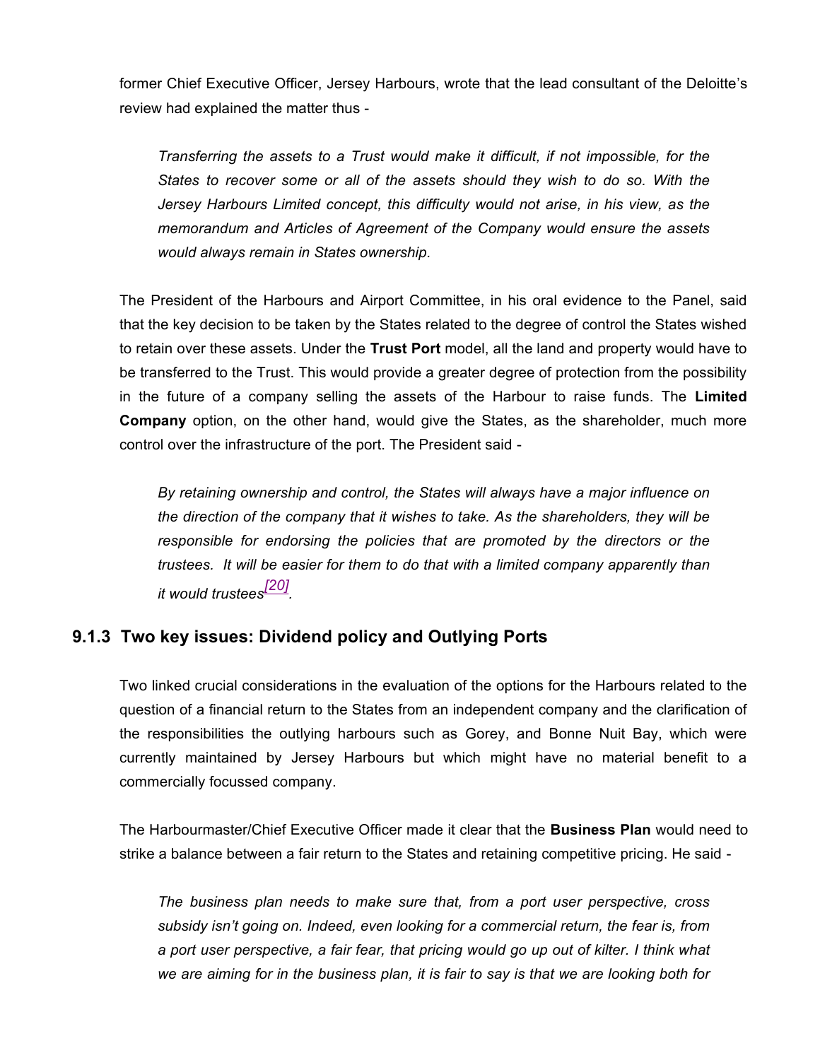former Chief Executive Officer, Jersey Harbours, wrote that the lead consultant of the Deloitte's review had explained the matter thus -

> *Transferring the assets to a Trust would make it difficult, if not impossible, for the States to recover some or all of the assets should they wish to do so. With the Jersey Harbours Limited concept, this difficulty would not arise, in his view, as the memorandum and Articles of Agreement of the Company would ensure the assets would always remain in States ownership.*

The President of the Harbours and Airport Committee, in his oral evidence to the Panel, said that the key decision to be taken by the States related to the degree of control the States wished to retain over these assets. Under the **Trust Port** model, all the land and property would have to be transferred to the Trust. This would provide a greater degree of protection from the possibility in the future of a company selling the assets of the Harbour to raise funds. The **Limited Company** option, on the other hand, would give the States, as the shareholder, much more control over the infrastructure of the port. The President said -

> *By retaining ownership and control, the States will always have a major influence on the direction of the company that it wishes to take. As the shareholders, they will be responsible for endorsing the policies that are promoted by the directors or the trustees. It will be easier for them to do that with a limited company apparently than it would trustees[20].*

### 9.1.3 Two key issues: Dividend policy and Outlying Ports

Two linked crucial considerations in the evaluation of the options for the Harbours related to the question of a financial return to the States from an independent company and the clarification of the responsibilities the outlying harbours such as Gorey, and Bonne Nuit Bay, which were currently maintained by Jersey Harbours but which might have no material benefit to a commercially focussed company.

The Harbourmaster/Chief Executive Officer made it clear that the **Business Plan** would need to strike a balance between a fair return to the States and retaining competitive pricing. He said -

> *The business plan needs to make sure that, from a port user perspective, cross subsidy isn't going on. Indeed, even looking for a commercial return, the fear is, from a port user perspective, a fair fear, that pricing would go up out of kilter. I think what we are aiming for in the business plan, it is fair to say is that we are looking both for*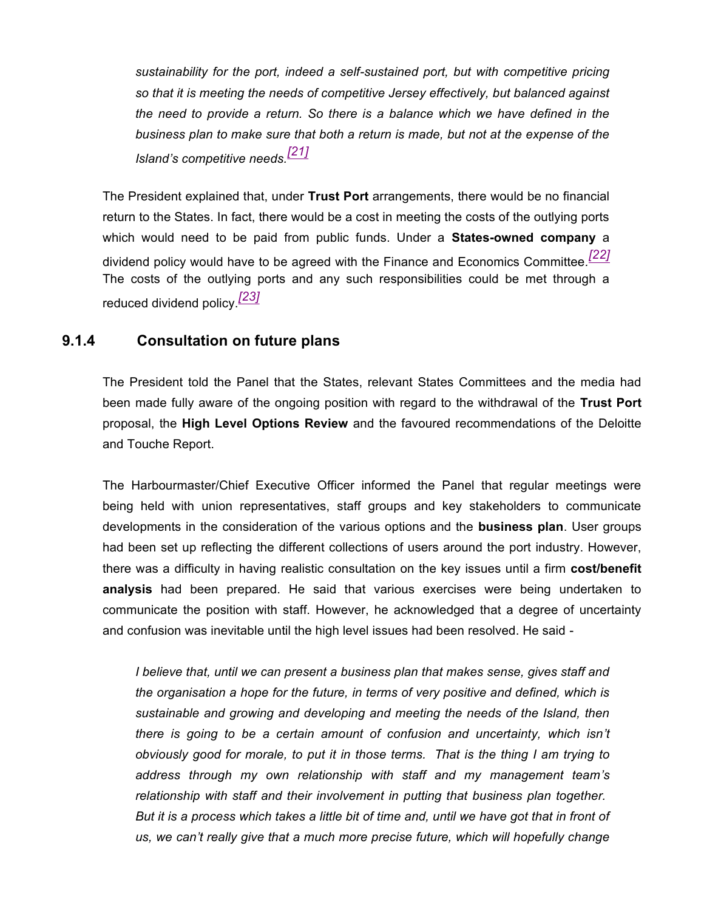*sustainability for the port, indeed a self-sustained port, but with competitive pricing so that it is meeting the needs of competitive Jersey effectively, but balanced against the need to provide a return. So there is a balance which we have defined in the business plan to make sure that both a return is made, but not at the expense of the Island's competitive needs.*[21]

The President explained that, under **Trust Port** arrangements, there would be no financial return to the States. In fact, there would be a cost in meeting the costs of the outlying ports which would need to be paid from public funds. Under a **States-owned company** a dividend policy would have to be agreed with the Finance and Economics Committee.[22] The costs of the outlying ports and any such responsibilities could be met through a reduced dividend policy.[23]

### 9.1.4 Consultation on future plans

The President told the Panel that the States, relevant States Committees and the media had been made fully aware of the ongoing position with regard to the withdrawal of the **Trust Port** proposal, the **High Level Options Review** and the favoured recommendations of the Deloitte and Touche Report.

The Harbourmaster/Chief Executive Officer informed the Panel that regular meetings were being held with union representatives, staff groups and key stakeholders to communicate developments in the consideration of the various options and the **business plan**. User groups had been set up reflecting the different collections of users around the port industry. However, there was a difficulty in having realistic consultation on the key issues until a firm **cost/benefit analysis** had been prepared. He said that various exercises were being undertaken to communicate the position with staff. However, he acknowledged that a degree of uncertainty and confusion was inevitable until the high level issues had been resolved. He said -

*I believe that, until we can present a business plan that makes sense, gives staff and the organisation a hope for the future, in terms of very positive and defined, which is sustainable and growing and developing and meeting the needs of the Island, then there is going to be a certain amount of confusion and uncertainty, which isn't obviously good for morale, to put it in those terms. That is the thing I am trying to address through my own relationship with staff and my management team's relationship with staff and their involvement in putting that business plan together. But it is a process which takes a little bit of time and, until we have got that in front of us, we can't really give that a much more precise future, which will hopefully change*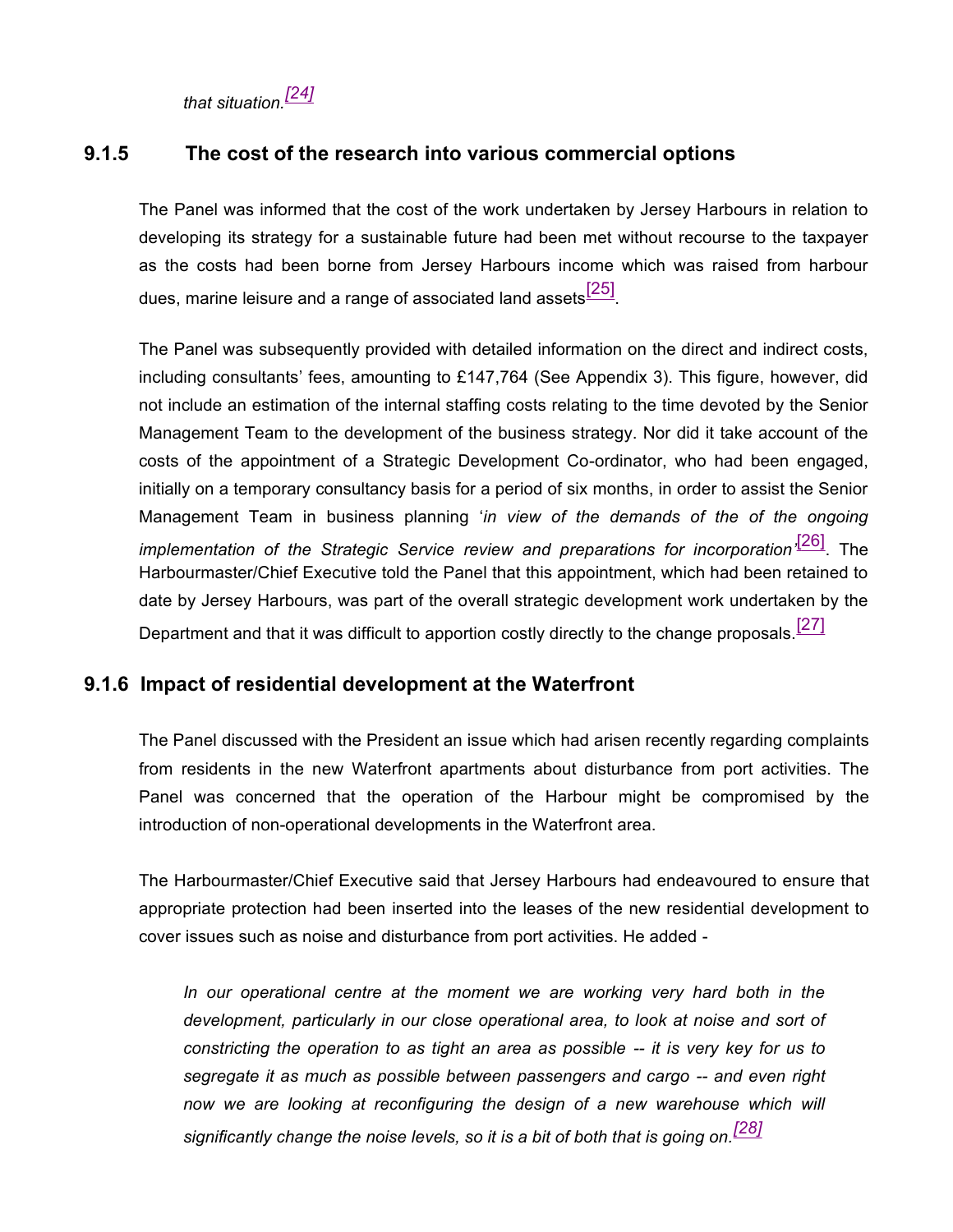*that situation.*[24]

### 9.1.5 The cost of the research into various commercial options

The Panel was informed that the cost of the work undertaken by Jersey Harbours in relation to developing its strategy for a sustainable future had been met without recourse to the taxpayer as the costs had been borne from Jersey Harbours income which was raised from harbour dues, marine leisure and a range of associated land assets[25].

The Panel was subsequently provided with detailed information on the direct and indirect costs, including consultants' fees, amounting to £147,764 (See Appendix 3). This figure, however, did not include an estimation of the internal staffing costs relating to the time devoted by the Senior Management Team to the development of the business strategy. Nor did it take account of the costs of the appointment of a Strategic Development Co-ordinator, who had been engaged, initially on a temporary consultancy basis for a period of six months, in order to assist the Senior Management Team in business planning '*in view of the demands of the of the ongoing implementation of the Strategic Service review and preparations for incorporation'*[26]. The Harbourmaster/Chief Executive told the Panel that this appointment, which had been retained to date by Jersey Harbours, was part of the overall strategic development work undertaken by the Department and that it was difficult to apportion costly directly to the change proposals.[27]

### 9.1.6 Impact of residential development at the Waterfront

The Panel discussed with the President an issue which had arisen recently regarding complaints from residents in the new Waterfront apartments about disturbance from port activities. The Panel was concerned that the operation of the Harbour might be compromised by the introduction of non-operational developments in the Waterfront area.

The Harbourmaster/Chief Executive said that Jersey Harbours had endeavoured to ensure that appropriate protection had been inserted into the leases of the new residential development to cover issues such as noise and disturbance from port activities. He added -

> *In our operational centre at the moment we are working very hard both in the development, particularly in our close operational area, to look at noise and sort of constricting the operation to as tight an area as possible -- it is very key for us to segregate it as much as possible between passengers and cargo -- and even right now we are looking at reconfiguring the design of a new warehouse which will significantly change the noise levels, so it is a bit of both that is going on.*[28]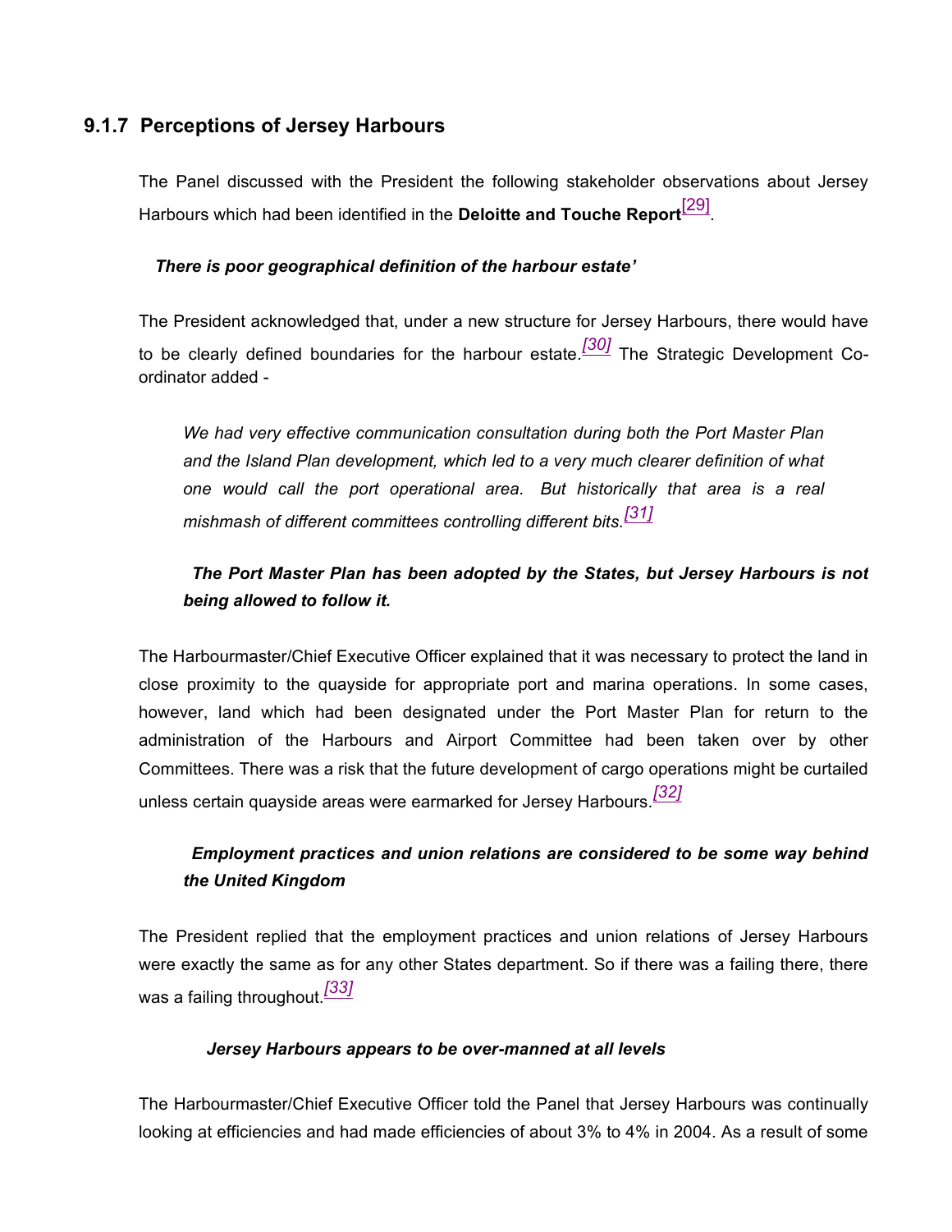### 9.1.7 Perceptions of Jersey Harbours

The Panel discussed with the President the following stakeholder observations about Jersey Harbours which had been identified in the **Deloitte and Touche Report**[29].

***There is poor geographical definition of the harbour estate'***

The President acknowledged that, under a new structure for Jersey Harbours, there would have to be clearly defined boundaries for the harbour estate.[30] The Strategic Development Co-ordinator added -

> *We had very effective communication consultation during both the Port Master Plan and the Island Plan development, which led to a very much clearer definition of what one would call the port operational area. But historically that area is a real mishmash of different committees controlling different bits.*[31]

***The Port Master Plan has been adopted by the States, but Jersey Harbours is not being allowed to follow it.***

The Harbourmaster/Chief Executive Officer explained that it was necessary to protect the land in close proximity to the quayside for appropriate port and marina operations. In some cases, however, land which had been designated under the Port Master Plan for return to the administration of the Harbours and Airport Committee had been taken over by other Committees. There was a risk that the future development of cargo operations might be curtailed unless certain quayside areas were earmarked for Jersey Harbours.[32]

***Employment practices and union relations are considered to be some way behind the United Kingdom***

The President replied that the employment practices and union relations of Jersey Harbours were exactly the same as for any other States department. So if there was a failing there, there was a failing throughout.[33]

***Jersey Harbours appears to be over-manned at all levels***

The Harbourmaster/Chief Executive Officer told the Panel that Jersey Harbours was continually looking at efficiencies and had made efficiencies of about 3% to 4% in 2004. As a result of some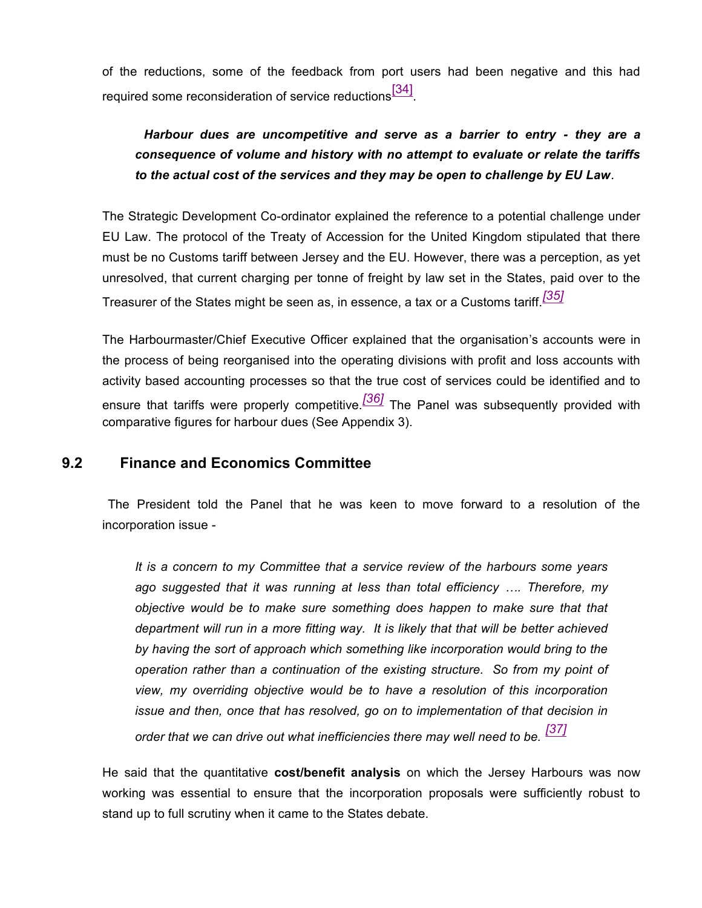of the reductions, some of the feedback from port users had been negative and this had required some reconsideration of service reductions[34].

> ***Harbour dues are uncompetitive and serve as a barrier to entry - they are a consequence of volume and history with no attempt to evaluate or relate the tariffs to the actual cost of the services and they may be open to challenge by EU Law.***

The Strategic Development Co-ordinator explained the reference to a potential challenge under EU Law. The protocol of the Treaty of Accession for the United Kingdom stipulated that there must be no Customs tariff between Jersey and the EU. However, there was a perception, as yet unresolved, that current charging per tonne of freight by law set in the States, paid over to the Treasurer of the States might be seen as, in essence, a tax or a Customs tariff.[35]

The Harbourmaster/Chief Executive Officer explained that the organisation's accounts were in the process of being reorganised into the operating divisions with profit and loss accounts with activity based accounting processes so that the true cost of services could be identified and to ensure that tariffs were properly competitive.[36] The Panel was subsequently provided with comparative figures for harbour dues (See Appendix 3).

## 9.2 Finance and Economics Committee

The President told the Panel that he was keen to move forward to a resolution of the incorporation issue -

> *It is a concern to my Committee that a service review of the harbours some years ago suggested that it was running at less than total efficiency …. Therefore, my objective would be to make sure something does happen to make sure that that department will run in a more fitting way. It is likely that that will be better achieved by having the sort of approach which something like incorporation would bring to the operation rather than a continuation of the existing structure. So from my point of view, my overriding objective would be to have a resolution of this incorporation issue and then, once that has resolved, go on to implementation of that decision in order that we can drive out what inefficiencies there may well need to be.* [37]

He said that the quantitative **cost/benefit analysis** on which the Jersey Harbours was now working was essential to ensure that the incorporation proposals were sufficiently robust to stand up to full scrutiny when it came to the States debate.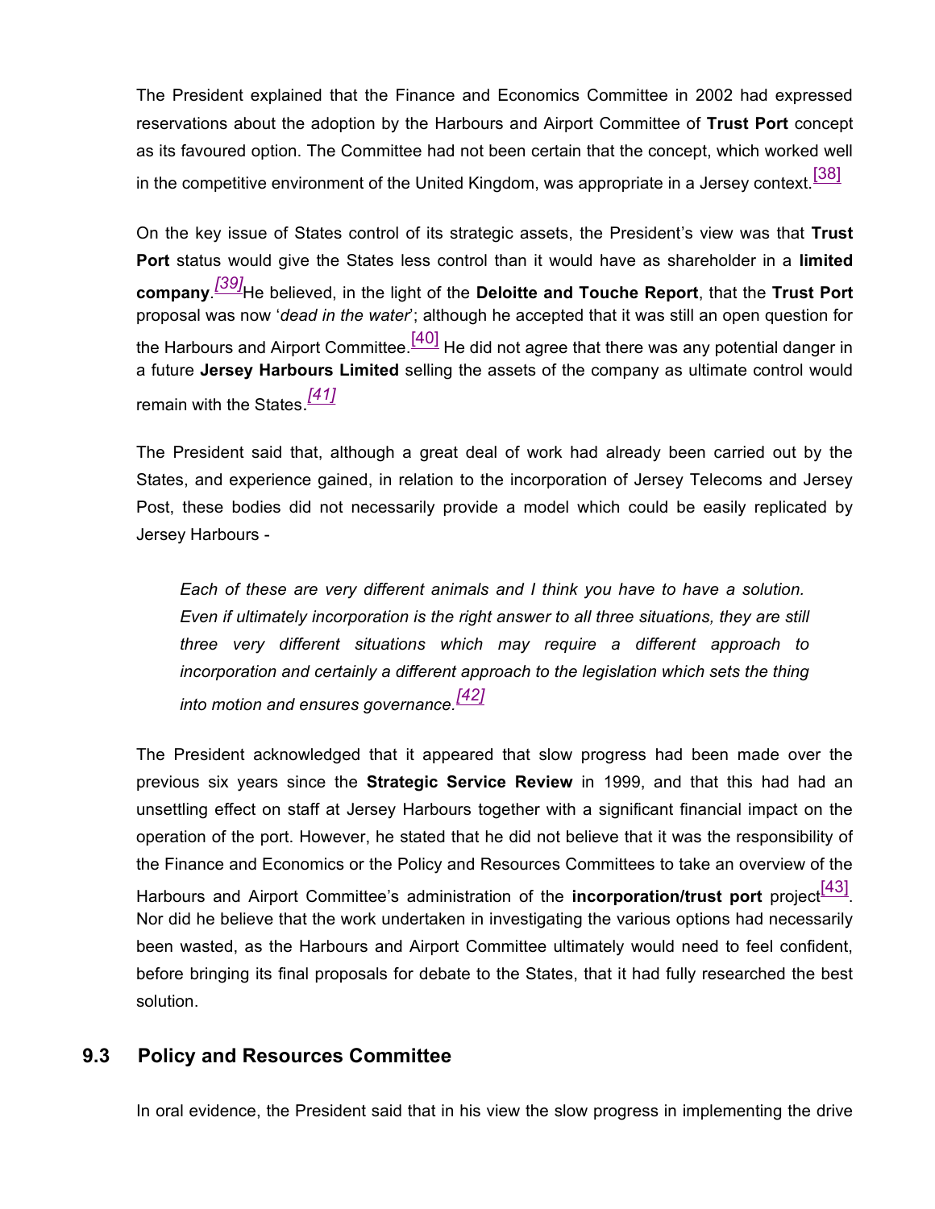The President explained that the Finance and Economics Committee in 2002 had expressed reservations about the adoption by the Harbours and Airport Committee of **Trust Port** concept as its favoured option. The Committee had not been certain that the concept, which worked well in the competitive environment of the United Kingdom, was appropriate in a Jersey context.[38]

On the key issue of States control of its strategic assets, the President's view was that **Trust Port** status would give the States less control than it would have as shareholder in a **limited company**.[39] He believed, in the light of the **Deloitte and Touche Report**, that the **Trust Port** proposal was now '*dead in the water*'; although he accepted that it was still an open question for the Harbours and Airport Committee.[40] He did not agree that there was any potential danger in a future **Jersey Harbours Limited** selling the assets of the company as ultimate control would remain with the States.[41]

The President said that, although a great deal of work had already been carried out by the States, and experience gained, in relation to the incorporation of Jersey Telecoms and Jersey Post, these bodies did not necessarily provide a model which could be easily replicated by Jersey Harbours -

> *Each of these are very different animals and I think you have to have a solution. Even if ultimately incorporation is the right answer to all three situations, they are still three very different situations which may require a different approach to incorporation and certainly a different approach to the legislation which sets the thing into motion and ensures governance.*[42]

The President acknowledged that it appeared that slow progress had been made over the previous six years since the **Strategic Service Review** in 1999, and that this had had an unsettling effect on staff at Jersey Harbours together with a significant financial impact on the operation of the port. However, he stated that he did not believe that it was the responsibility of the Finance and Economics or the Policy and Resources Committees to take an overview of the Harbours and Airport Committee's administration of the **incorporation/trust port** project[43]. Nor did he believe that the work undertaken in investigating the various options had necessarily been wasted, as the Harbours and Airport Committee ultimately would need to feel confident, before bringing its final proposals for debate to the States, that it had fully researched the best solution.

## 9.3 Policy and Resources Committee

In oral evidence, the President said that in his view the slow progress in implementing the drive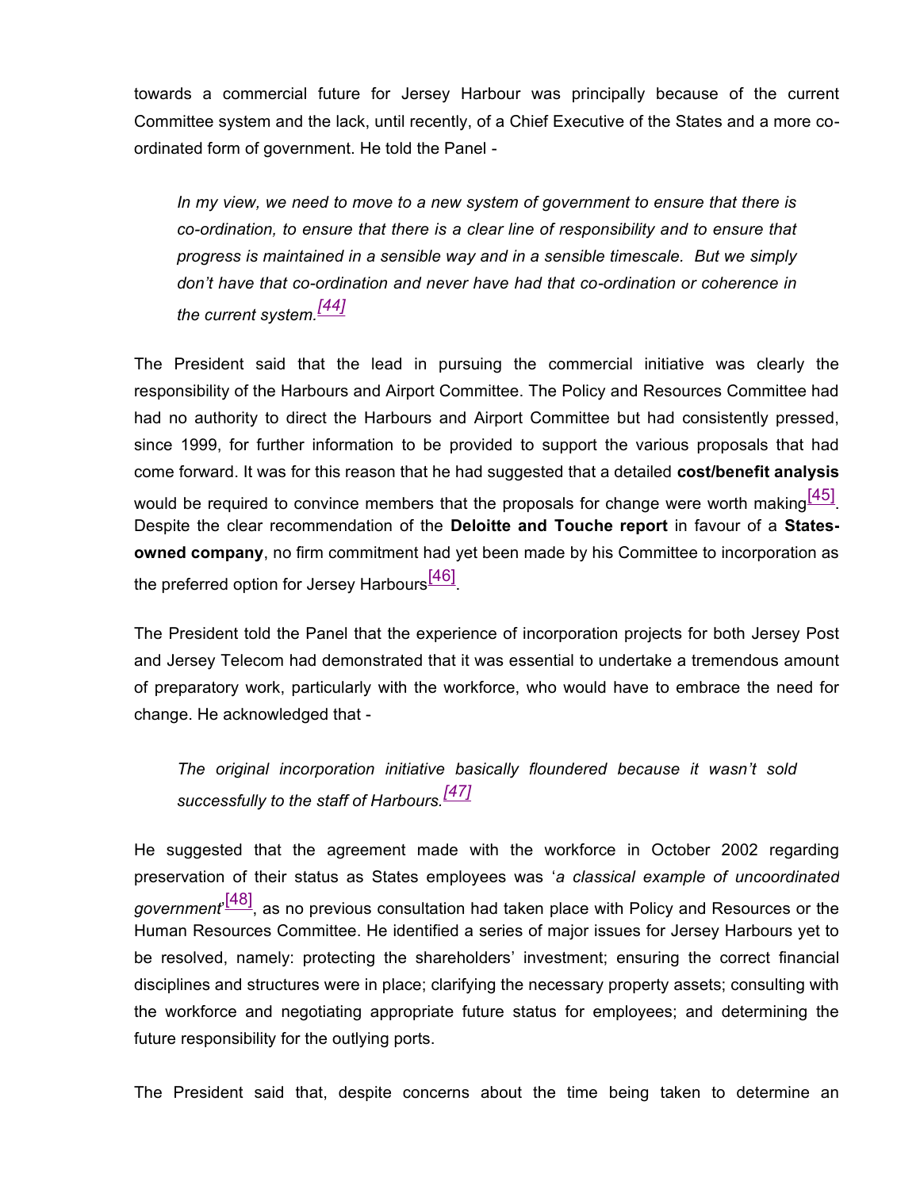towards a commercial future for Jersey Harbour was principally because of the current Committee system and the lack, until recently, of a Chief Executive of the States and a more co-ordinated form of government. He told the Panel -

> *In my view, we need to move to a new system of government to ensure that there is co-ordination, to ensure that there is a clear line of responsibility and to ensure that progress is maintained in a sensible way and in a sensible timescale. But we simply don't have that co-ordination and never have had that co-ordination or coherence in the current system.*[44]

The President said that the lead in pursuing the commercial initiative was clearly the responsibility of the Harbours and Airport Committee. The Policy and Resources Committee had had no authority to direct the Harbours and Airport Committee but had consistently pressed, since 1999, for further information to be provided to support the various proposals that had come forward. It was for this reason that he had suggested that a detailed **cost/benefit analysis** would be required to convince members that the proposals for change were worth making[45]. Despite the clear recommendation of the **Deloitte and Touche report** in favour of a **States-owned company**, no firm commitment had yet been made by his Committee to incorporation as the preferred option for Jersey Harbours[46].

The President told the Panel that the experience of incorporation projects for both Jersey Post and Jersey Telecom had demonstrated that it was essential to undertake a tremendous amount of preparatory work, particularly with the workforce, who would have to embrace the need for change. He acknowledged that -

> *The original incorporation initiative basically floundered because it wasn't sold successfully to the staff of Harbours.*[47]

He suggested that the agreement made with the workforce in October 2002 regarding preservation of their status as States employees was '*a classical example of uncoordinated government*'[48], as no previous consultation had taken place with Policy and Resources or the Human Resources Committee. He identified a series of major issues for Jersey Harbours yet to be resolved, namely: protecting the shareholders' investment; ensuring the correct financial disciplines and structures were in place; clarifying the necessary property assets; consulting with the workforce and negotiating appropriate future status for employees; and determining the future responsibility for the outlying ports.

The President said that, despite concerns about the time being taken to determine an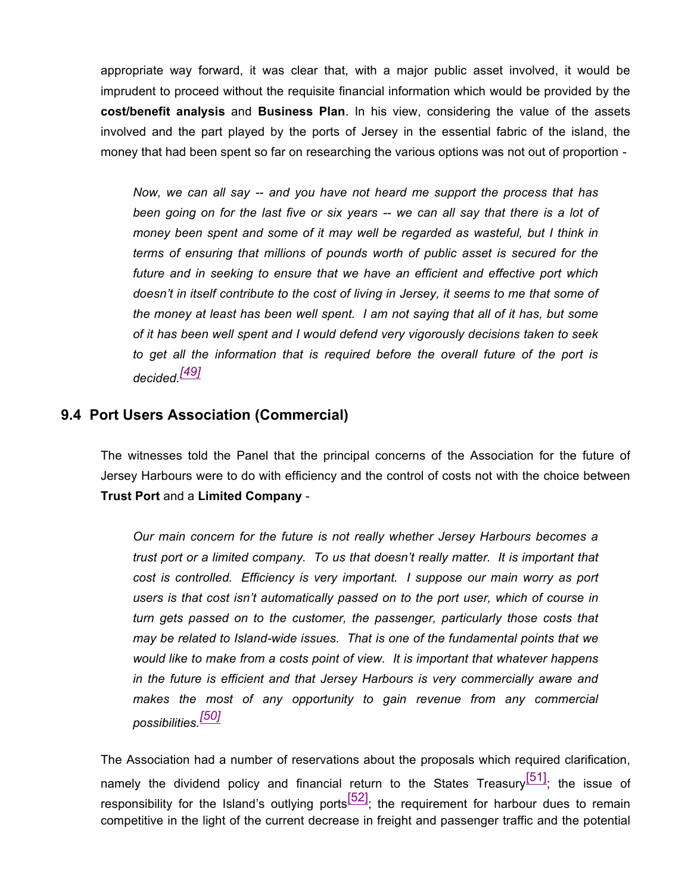appropriate way forward, it was clear that, with a major public asset involved, it would be imprudent to proceed without the requisite financial information which would be provided by the **cost/benefit analysis** and **Business Plan**. In his view, considering the value of the assets involved and the part played by the ports of Jersey in the essential fabric of the island, the money that had been spent so far on researching the various options was not out of proportion -

> *Now, we can all say -- and you have not heard me support the process that has been going on for the last five or six years -- we can all say that there is a lot of money been spent and some of it may well be regarded as wasteful, but I think in terms of ensuring that millions of pounds worth of public asset is secured for the future and in seeking to ensure that we have an efficient and effective port which doesn't in itself contribute to the cost of living in Jersey, it seems to me that some of the money at least has been well spent. I am not saying that all of it has, but some of it has been well spent and I would defend very vigorously decisions taken to seek to get all the information that is required before the overall future of the port is decided.*[49]

## 9.4 Port Users Association (Commercial)

The witnesses told the Panel that the principal concerns of the Association for the future of Jersey Harbours were to do with efficiency and the control of costs not with the choice between **Trust Port** and a **Limited Company** -

> *Our main concern for the future is not really whether Jersey Harbours becomes a trust port or a limited company. To us that doesn't really matter. It is important that cost is controlled. Efficiency is very important. I suppose our main worry as port users is that cost isn't automatically passed on to the port user, which of course in turn gets passed on to the customer, the passenger, particularly those costs that may be related to Island-wide issues. That is one of the fundamental points that we would like to make from a costs point of view. It is important that whatever happens in the future is efficient and that Jersey Harbours is very commercially aware and makes the most of any opportunity to gain revenue from any commercial possibilities.*[50]

The Association had a number of reservations about the proposals which required clarification, namely the dividend policy and financial return to the States Treasury[51]; the issue of responsibility for the Island's outlying ports[52]; the requirement for harbour dues to remain competitive in the light of the current decrease in freight and passenger traffic and the potential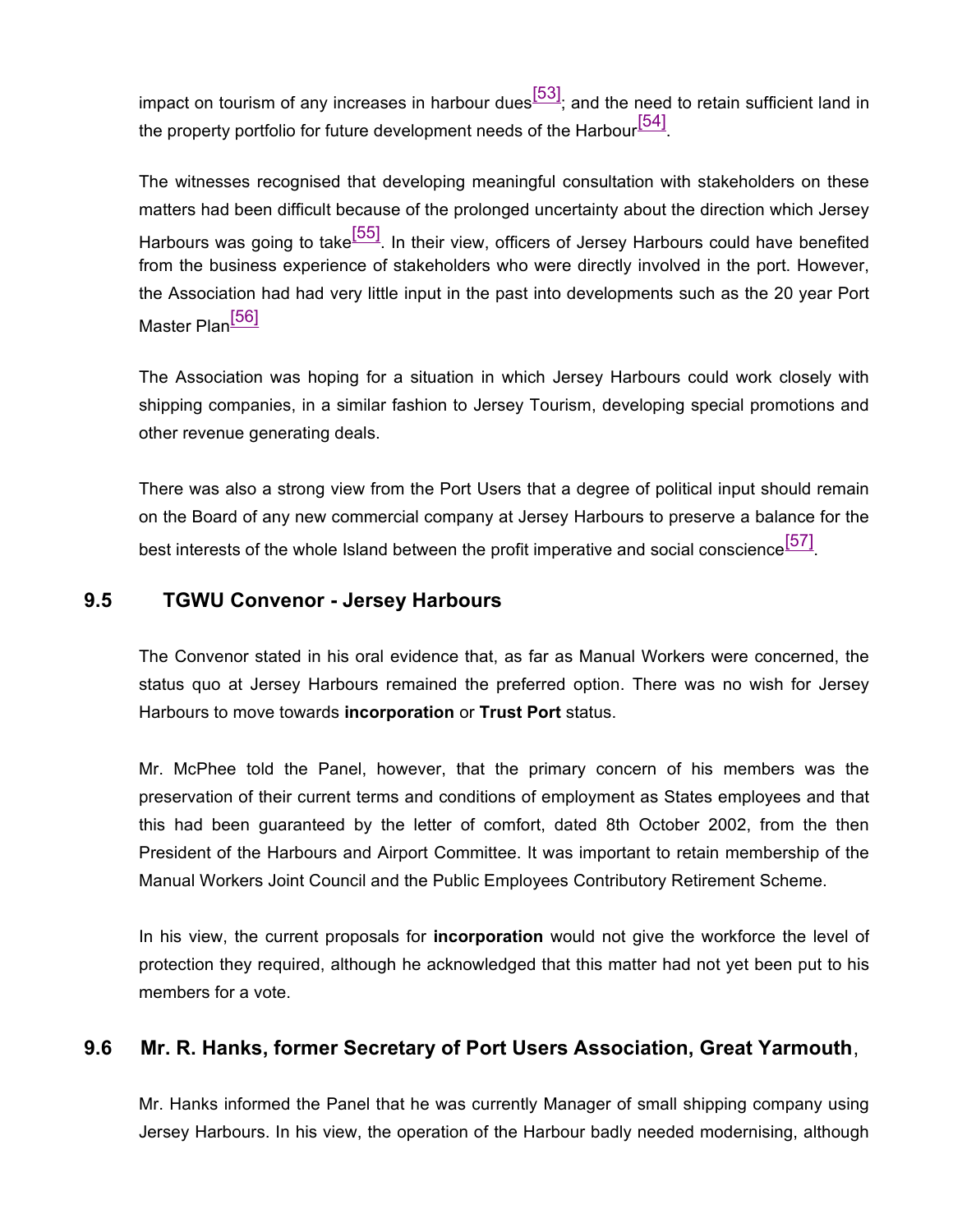impact on tourism of any increases in harbour dues[53]; and the need to retain sufficient land in the property portfolio for future development needs of the Harbour[54].

The witnesses recognised that developing meaningful consultation with stakeholders on these matters had been difficult because of the prolonged uncertainty about the direction which Jersey Harbours was going to take[55]. In their view, officers of Jersey Harbours could have benefited from the business experience of stakeholders who were directly involved in the port. However, the Association had had very little input in the past into developments such as the 20 year Port Master Plan[56]

The Association was hoping for a situation in which Jersey Harbours could work closely with shipping companies, in a similar fashion to Jersey Tourism, developing special promotions and other revenue generating deals.

There was also a strong view from the Port Users that a degree of political input should remain on the Board of any new commercial company at Jersey Harbours to preserve a balance for the best interests of the whole Island between the profit imperative and social conscience[57].

## 9.5 TGWU Convenor - Jersey Harbours

The Convenor stated in his oral evidence that, as far as Manual Workers were concerned, the status quo at Jersey Harbours remained the preferred option. There was no wish for Jersey Harbours to move towards **incorporation** or **Trust Port** status.

Mr. McPhee told the Panel, however, that the primary concern of his members was the preservation of their current terms and conditions of employment as States employees and that this had been guaranteed by the letter of comfort, dated 8th October 2002, from the then President of the Harbours and Airport Committee. It was important to retain membership of the Manual Workers Joint Council and the Public Employees Contributory Retirement Scheme.

In his view, the current proposals for **incorporation** would not give the workforce the level of protection they required, although he acknowledged that this matter had not yet been put to his members for a vote.

## 9.6 Mr. R. Hanks, former Secretary of Port Users Association, Great Yarmouth,

Mr. Hanks informed the Panel that he was currently Manager of small shipping company using Jersey Harbours. In his view, the operation of the Harbour badly needed modernising, although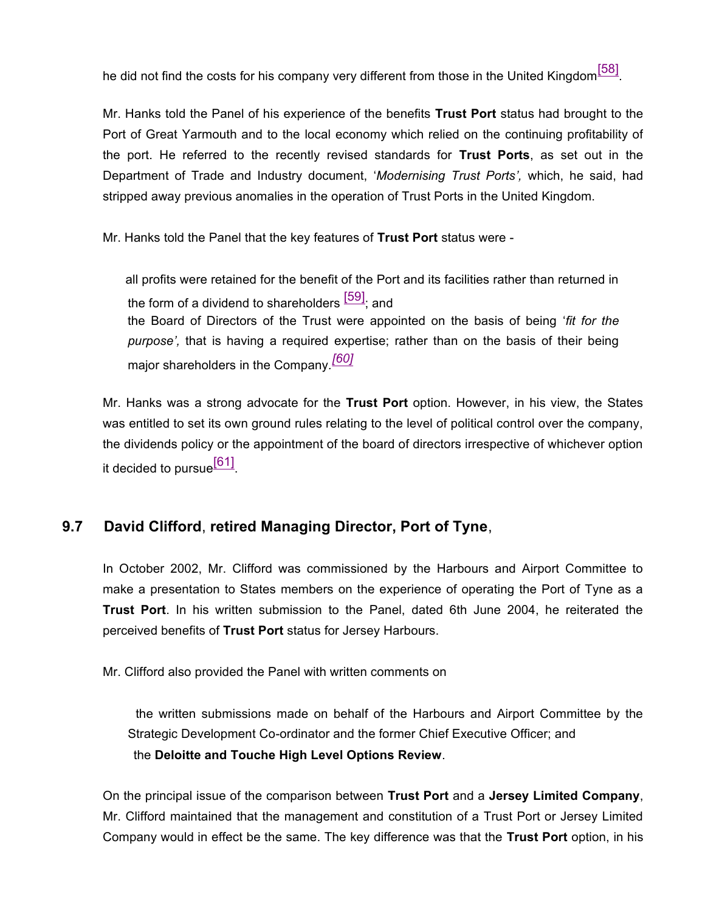he did not find the costs for his company very different from those in the United Kingdom[58].

Mr. Hanks told the Panel of his experience of the benefits **Trust Port** status had brought to the Port of Great Yarmouth and to the local economy which relied on the continuing profitability of the port. He referred to the recently revised standards for **Trust Ports**, as set out in the Department of Trade and Industry document, '*Modernising Trust Ports',* which, he said, had stripped away previous anomalies in the operation of Trust Ports in the United Kingdom.

Mr. Hanks told the Panel that the key features of **Trust Port** status were -

- all profits were retained for the benefit of the Port and its facilities rather than returned in the form of a dividend to shareholders [59]; and
- the Board of Directors of the Trust were appointed on the basis of being '*fit for the purpose',* that is having a required expertise; rather than on the basis of their being major shareholders in the Company.*[60]*

Mr. Hanks was a strong advocate for the **Trust Port** option. However, in his view, the States was entitled to set its own ground rules relating to the level of political control over the company, the dividends policy or the appointment of the board of directors irrespective of whichever option it decided to pursue[61].

## 9.7 David Clifford, retired Managing Director, Port of Tyne,

In October 2002, Mr. Clifford was commissioned by the Harbours and Airport Committee to make a presentation to States members on the experience of operating the Port of Tyne as a **Trust Port**. In his written submission to the Panel, dated 6th June 2004, he reiterated the perceived benefits of **Trust Port** status for Jersey Harbours.

Mr. Clifford also provided the Panel with written comments on

- the written submissions made on behalf of the Harbours and Airport Committee by the Strategic Development Co-ordinator and the former Chief Executive Officer; and
- the **Deloitte and Touche High Level Options Review**.

On the principal issue of the comparison between **Trust Port** and a **Jersey Limited Company**, Mr. Clifford maintained that the management and constitution of a Trust Port or Jersey Limited Company would in effect be the same. The key difference was that the **Trust Port** option, in his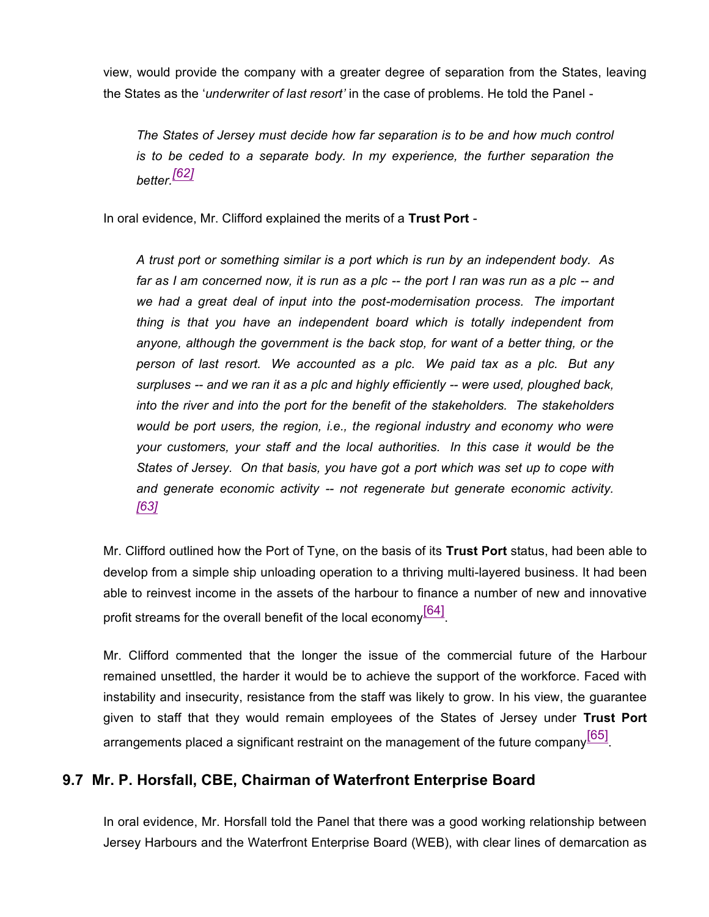view, would provide the company with a greater degree of separation from the States, leaving the States as the '*underwriter of last resort'* in the case of problems. He told the Panel -

> *The States of Jersey must decide how far separation is to be and how much control is to be ceded to a separate body. In my experience, the further separation the better.*[62]

In oral evidence, Mr. Clifford explained the merits of a **Trust Port** -

> *A trust port or something similar is a port which is run by an independent body. As far as I am concerned now, it is run as a plc -- the port I ran was run as a plc -- and we had a great deal of input into the post-modernisation process. The important thing is that you have an independent board which is totally independent from anyone, although the government is the back stop, for want of a better thing, or the person of last resort. We accounted as a plc. We paid tax as a plc. But any surpluses -- and we ran it as a plc and highly efficiently -- were used, ploughed back, into the river and into the port for the benefit of the stakeholders. The stakeholders would be port users, the region, i.e., the regional industry and economy who were your customers, your staff and the local authorities. In this case it would be the States of Jersey. On that basis, you have got a port which was set up to cope with and generate economic activity -- not regenerate but generate economic activity.* [63]

Mr. Clifford outlined how the Port of Tyne, on the basis of its **Trust Port** status, had been able to develop from a simple ship unloading operation to a thriving multi-layered business. It had been able to reinvest income in the assets of the harbour to finance a number of new and innovative profit streams for the overall benefit of the local economy[64].

Mr. Clifford commented that the longer the issue of the commercial future of the Harbour remained unsettled, the harder it would be to achieve the support of the workforce. Faced with instability and insecurity, resistance from the staff was likely to grow. In his view, the guarantee given to staff that they would remain employees of the States of Jersey under **Trust Port** arrangements placed a significant restraint on the management of the future company[65].

## 9.7 Mr. P. Horsfall, CBE, Chairman of Waterfront Enterprise Board

In oral evidence, Mr. Horsfall told the Panel that there was a good working relationship between Jersey Harbours and the Waterfront Enterprise Board (WEB), with clear lines of demarcation as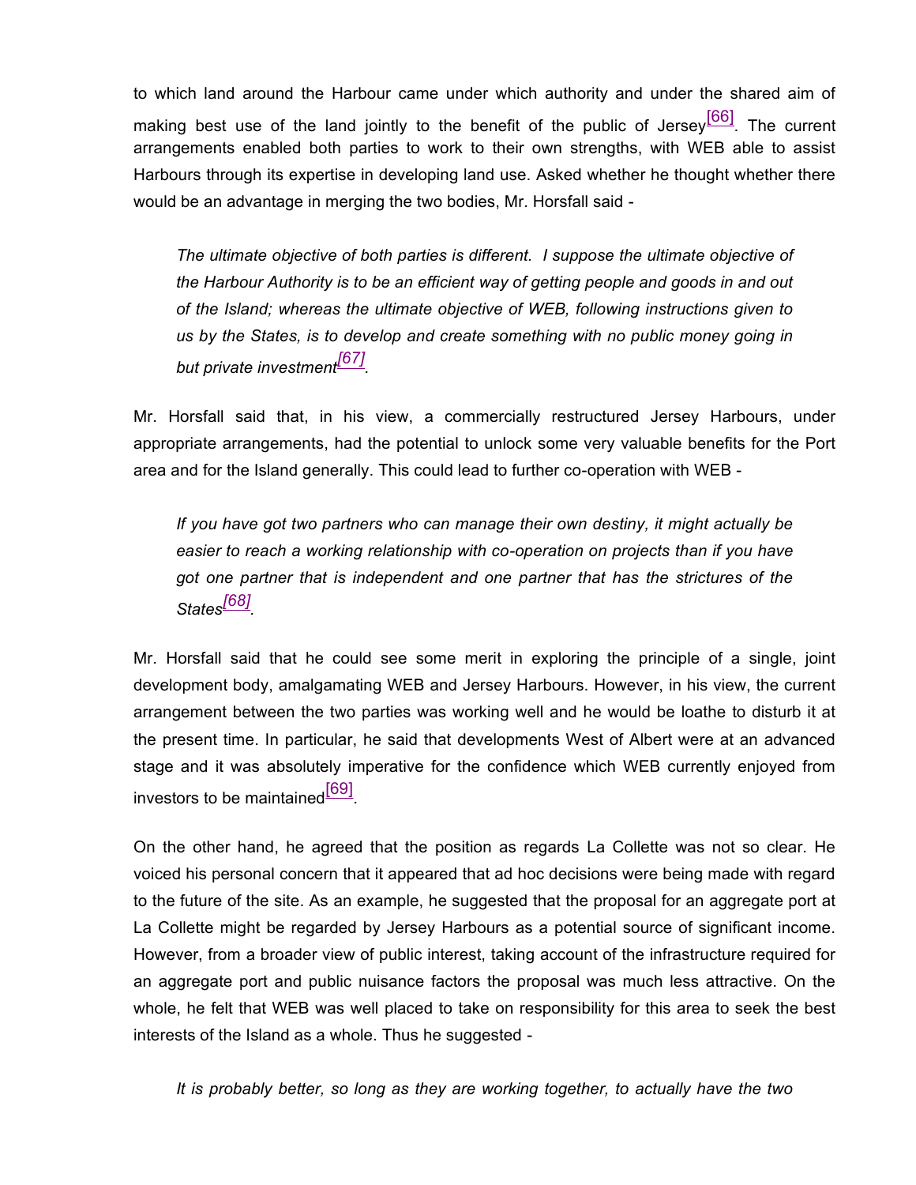to which land around the Harbour came under which authority and under the shared aim of making best use of the land jointly to the benefit of the public of Jersey[66]. The current arrangements enabled both parties to work to their own strengths, with WEB able to assist Harbours through its expertise in developing land use. Asked whether he thought whether there would be an advantage in merging the two bodies, Mr. Horsfall said -

> *The ultimate objective of both parties is different. I suppose the ultimate objective of the Harbour Authority is to be an efficient way of getting people and goods in and out of the Island; whereas the ultimate objective of WEB, following instructions given to us by the States, is to develop and create something with no public money going in but private investment[67].*

Mr. Horsfall said that, in his view, a commercially restructured Jersey Harbours, under appropriate arrangements, had the potential to unlock some very valuable benefits for the Port area and for the Island generally. This could lead to further co-operation with WEB -

> *If you have got two partners who can manage their own destiny, it might actually be easier to reach a working relationship with co-operation on projects than if you have got one partner that is independent and one partner that has the strictures of the States[68].*

Mr. Horsfall said that he could see some merit in exploring the principle of a single, joint development body, amalgamating WEB and Jersey Harbours. However, in his view, the current arrangement between the two parties was working well and he would be loathe to disturb it at the present time. In particular, he said that developments West of Albert were at an advanced stage and it was absolutely imperative for the confidence which WEB currently enjoyed from investors to be maintained[69].

On the other hand, he agreed that the position as regards La Collette was not so clear. He voiced his personal concern that it appeared that ad hoc decisions were being made with regard to the future of the site. As an example, he suggested that the proposal for an aggregate port at La Collette might be regarded by Jersey Harbours as a potential source of significant income. However, from a broader view of public interest, taking account of the infrastructure required for an aggregate port and public nuisance factors the proposal was much less attractive. On the whole, he felt that WEB was well placed to take on responsibility for this area to seek the best interests of the Island as a whole. Thus he suggested -

> *It is probably better, so long as they are working together, to actually have the two*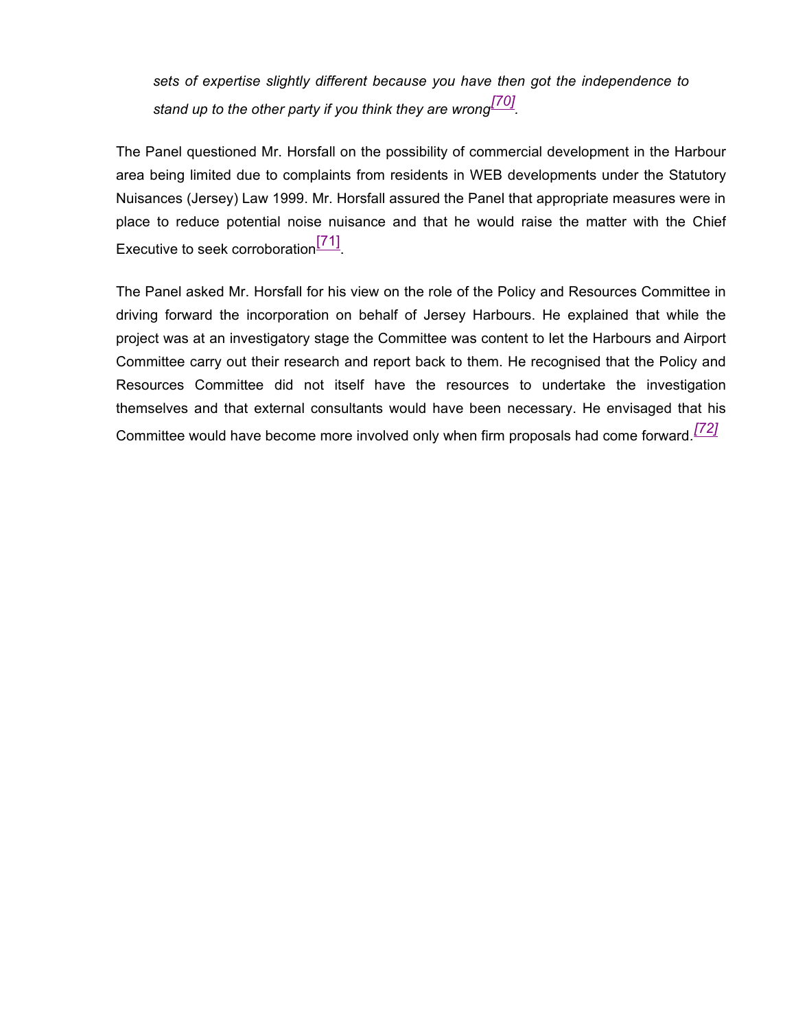*sets of expertise slightly different because you have then got the independence to stand up to the other party if you think they are wrong*[70].

The Panel questioned Mr. Horsfall on the possibility of commercial development in the Harbour area being limited due to complaints from residents in WEB developments under the Statutory Nuisances (Jersey) Law 1999. Mr. Horsfall assured the Panel that appropriate measures were in place to reduce potential noise nuisance and that he would raise the matter with the Chief Executive to seek corroboration[71].

The Panel asked Mr. Horsfall for his view on the role of the Policy and Resources Committee in driving forward the incorporation on behalf of Jersey Harbours. He explained that while the project was at an investigatory stage the Committee was content to let the Harbours and Airport Committee carry out their research and report back to them. He recognised that the Policy and Resources Committee did not itself have the resources to undertake the investigation themselves and that external consultants would have been necessary. He envisaged that his Committee would have become more involved only when firm proposals had come forward.[72]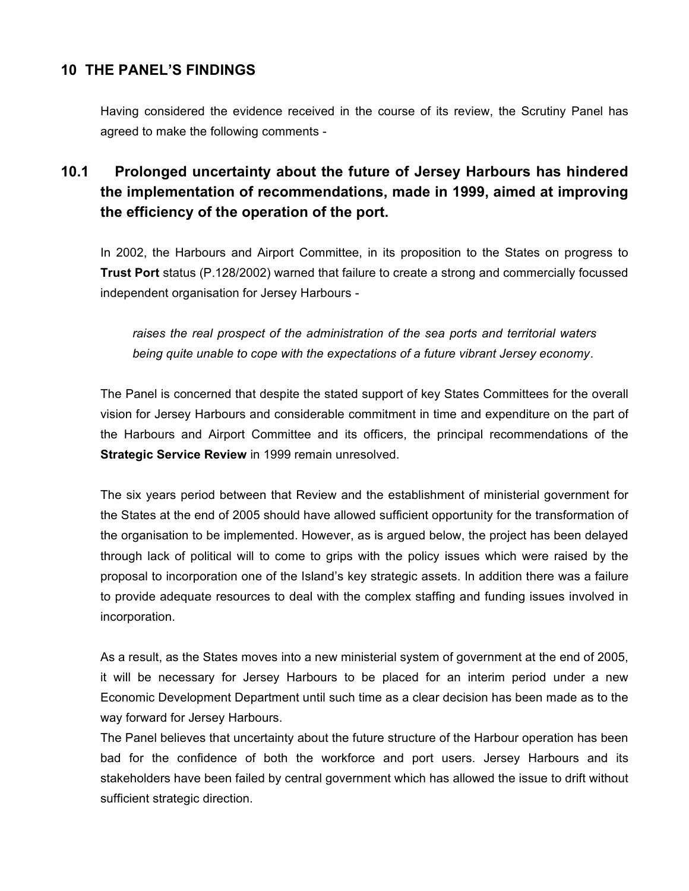## 10 THE PANEL'S FINDINGS

Having considered the evidence received in the course of its review, the Scrutiny Panel has agreed to make the following comments -

### 10.1 Prolonged uncertainty about the future of Jersey Harbours has hindered the implementation of recommendations, made in 1999, aimed at improving the efficiency of the operation of the port.

In 2002, the Harbours and Airport Committee, in its proposition to the States on progress to **Trust Port** status (P.128/2002) warned that failure to create a strong and commercially focussed independent organisation for Jersey Harbours -

> *raises the real prospect of the administration of the sea ports and territorial waters being quite unable to cope with the expectations of a future vibrant Jersey economy*.

The Panel is concerned that despite the stated support of key States Committees for the overall vision for Jersey Harbours and considerable commitment in time and expenditure on the part of the Harbours and Airport Committee and its officers, the principal recommendations of the **Strategic Service Review** in 1999 remain unresolved.

The six years period between that Review and the establishment of ministerial government for the States at the end of 2005 should have allowed sufficient opportunity for the transformation of the organisation to be implemented. However, as is argued below, the project has been delayed through lack of political will to come to grips with the policy issues which were raised by the proposal to incorporation one of the Island's key strategic assets. In addition there was a failure to provide adequate resources to deal with the complex staffing and funding issues involved in incorporation.

As a result, as the States moves into a new ministerial system of government at the end of 2005, it will be necessary for Jersey Harbours to be placed for an interim period under a new Economic Development Department until such time as a clear decision has been made as to the way forward for Jersey Harbours.

The Panel believes that uncertainty about the future structure of the Harbour operation has been bad for the confidence of both the workforce and port users. Jersey Harbours and its stakeholders have been failed by central government which has allowed the issue to drift without sufficient strategic direction.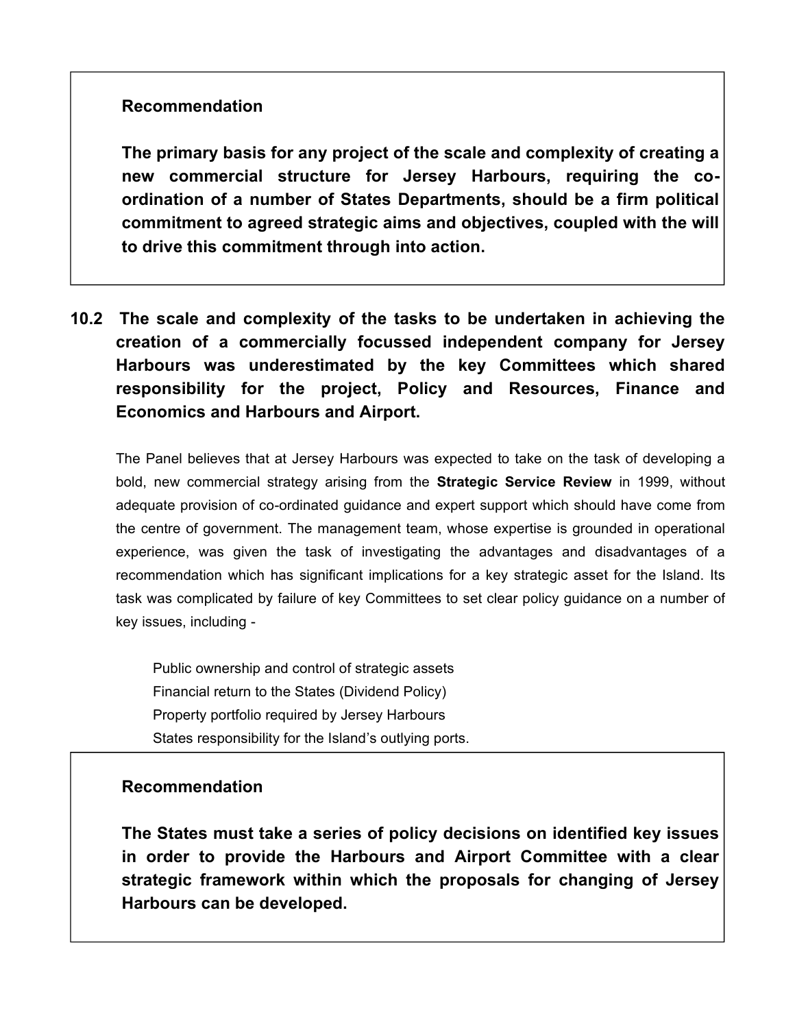> **Recommendation**
>
> **The primary basis for any project of the scale and complexity of creating a new commercial structure for Jersey Harbours, requiring the co-ordination of a number of States Departments, should be a firm political commitment to agreed strategic aims and objectives, coupled with the will to drive this commitment through into action.**

**10.2 The scale and complexity of the tasks to be undertaken in achieving the creation of a commercially focussed independent company for Jersey Harbours was underestimated by the key Committees which shared responsibility for the project, Policy and Resources, Finance and Economics and Harbours and Airport.**

The Panel believes that at Jersey Harbours was expected to take on the task of developing a bold, new commercial strategy arising from the **Strategic Service Review** in 1999, without adequate provision of co-ordinated guidance and expert support which should have come from the centre of government. The management team, whose expertise is grounded in operational experience, was given the task of investigating the advantages and disadvantages of a recommendation which has significant implications for a key strategic asset for the Island. Its task was complicated by failure of key Committees to set clear policy guidance on a number of key issues, including -

- Public ownership and control of strategic assets
- Financial return to the States (Dividend Policy)
- Property portfolio required by Jersey Harbours
- States responsibility for the Island's outlying ports.

> **Recommendation**
>
> **The States must take a series of policy decisions on identified key issues in order to provide the Harbours and Airport Committee with a clear strategic framework within which the proposals for changing of Jersey Harbours can be developed.**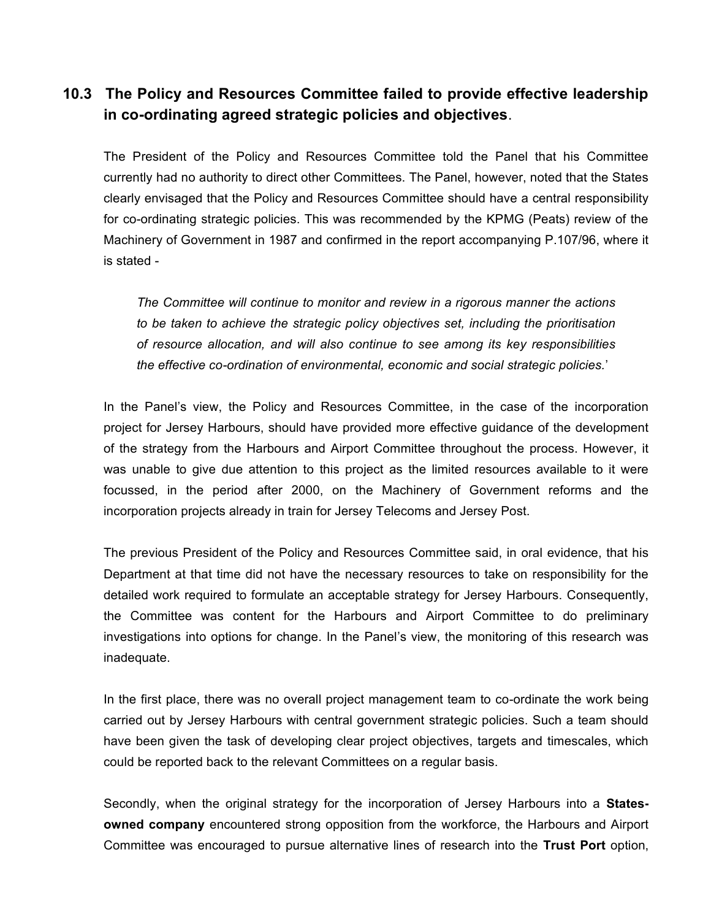### 10.3 The Policy and Resources Committee failed to provide effective leadership in co-ordinating agreed strategic policies and objectives.

The President of the Policy and Resources Committee told the Panel that his Committee currently had no authority to direct other Committees. The Panel, however, noted that the States clearly envisaged that the Policy and Resources Committee should have a central responsibility for co-ordinating strategic policies. This was recommended by the KPMG (Peats) review of the Machinery of Government in 1987 and confirmed in the report accompanying P.107/96, where it is stated -

> *The Committee will continue to monitor and review in a rigorous manner the actions to be taken to achieve the strategic policy objectives set, including the prioritisation of resource allocation, and will also continue to see among its key responsibilities the effective co-ordination of environmental, economic and social strategic policies.*'

In the Panel's view, the Policy and Resources Committee, in the case of the incorporation project for Jersey Harbours, should have provided more effective guidance of the development of the strategy from the Harbours and Airport Committee throughout the process. However, it was unable to give due attention to this project as the limited resources available to it were focussed, in the period after 2000, on the Machinery of Government reforms and the incorporation projects already in train for Jersey Telecoms and Jersey Post.

The previous President of the Policy and Resources Committee said, in oral evidence, that his Department at that time did not have the necessary resources to take on responsibility for the detailed work required to formulate an acceptable strategy for Jersey Harbours. Consequently, the Committee was content for the Harbours and Airport Committee to do preliminary investigations into options for change. In the Panel's view, the monitoring of this research was inadequate.

In the first place, there was no overall project management team to co-ordinate the work being carried out by Jersey Harbours with central government strategic policies. Such a team should have been given the task of developing clear project objectives, targets and timescales, which could be reported back to the relevant Committees on a regular basis.

Secondly, when the original strategy for the incorporation of Jersey Harbours into a **States-owned company** encountered strong opposition from the workforce, the Harbours and Airport Committee was encouraged to pursue alternative lines of research into the **Trust Port** option,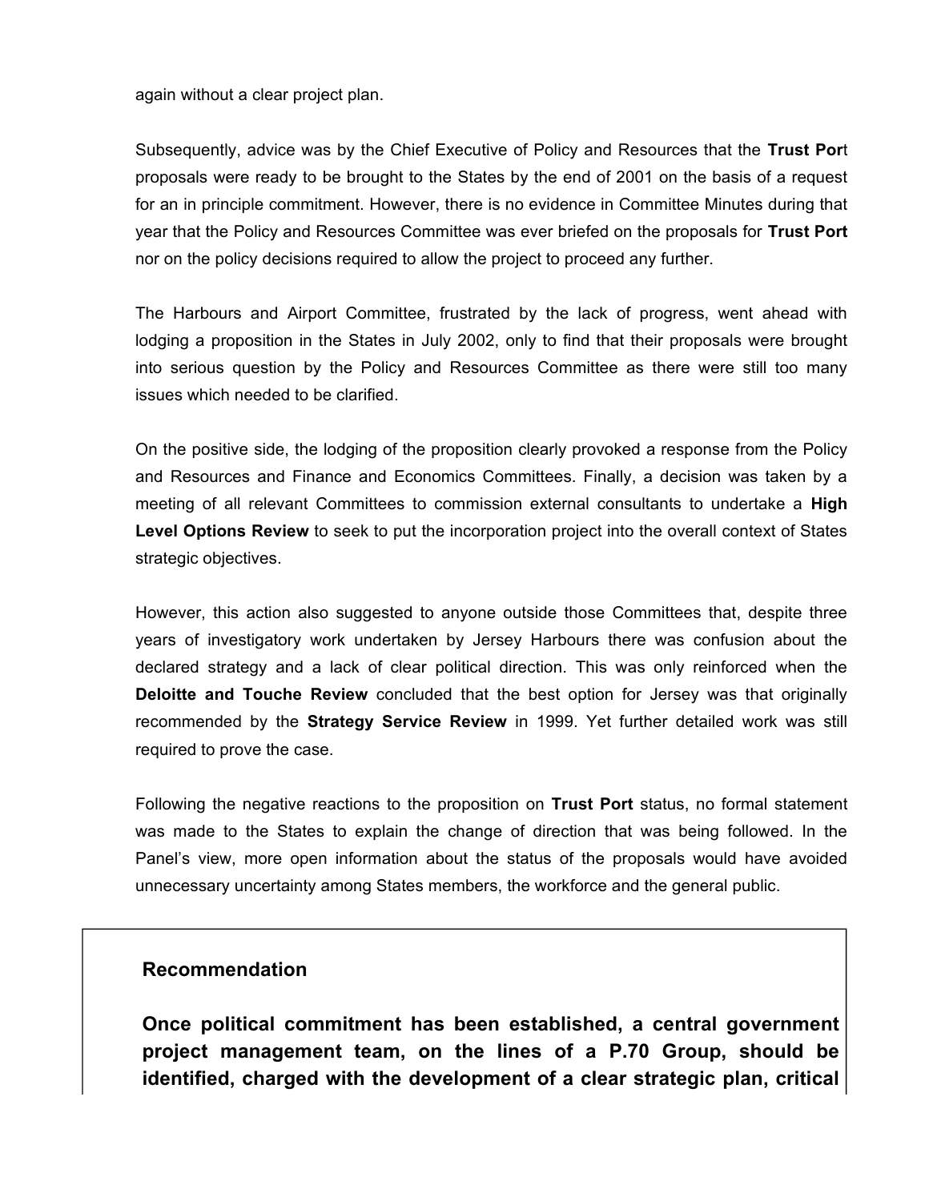again without a clear project plan.

Subsequently, advice was by the Chief Executive of Policy and Resources that the **Trust Por**t proposals were ready to be brought to the States by the end of 2001 on the basis of a request for an in principle commitment. However, there is no evidence in Committee Minutes during that year that the Policy and Resources Committee was ever briefed on the proposals for **Trust Port** nor on the policy decisions required to allow the project to proceed any further.

The Harbours and Airport Committee, frustrated by the lack of progress, went ahead with lodging a proposition in the States in July 2002, only to find that their proposals were brought into serious question by the Policy and Resources Committee as there were still too many issues which needed to be clarified.

On the positive side, the lodging of the proposition clearly provoked a response from the Policy and Resources and Finance and Economics Committees. Finally, a decision was taken by a meeting of all relevant Committees to commission external consultants to undertake a **High Level Options Review** to seek to put the incorporation project into the overall context of States strategic objectives.

However, this action also suggested to anyone outside those Committees that, despite three years of investigatory work undertaken by Jersey Harbours there was confusion about the declared strategy and a lack of clear political direction. This was only reinforced when the **Deloitte and Touche Review** concluded that the best option for Jersey was that originally recommended by the **Strategy Service Review** in 1999. Yet further detailed work was still required to prove the case.

Following the negative reactions to the proposition on **Trust Port** status, no formal statement was made to the States to explain the change of direction that was being followed. In the Panel's view, more open information about the status of the proposals would have avoided unnecessary uncertainty among States members, the workforce and the general public.

### Recommendation

**Once political commitment has been established, a central government project management team, on the lines of a P.70 Group, should be identified, charged with the development of a clear strategic plan, critical**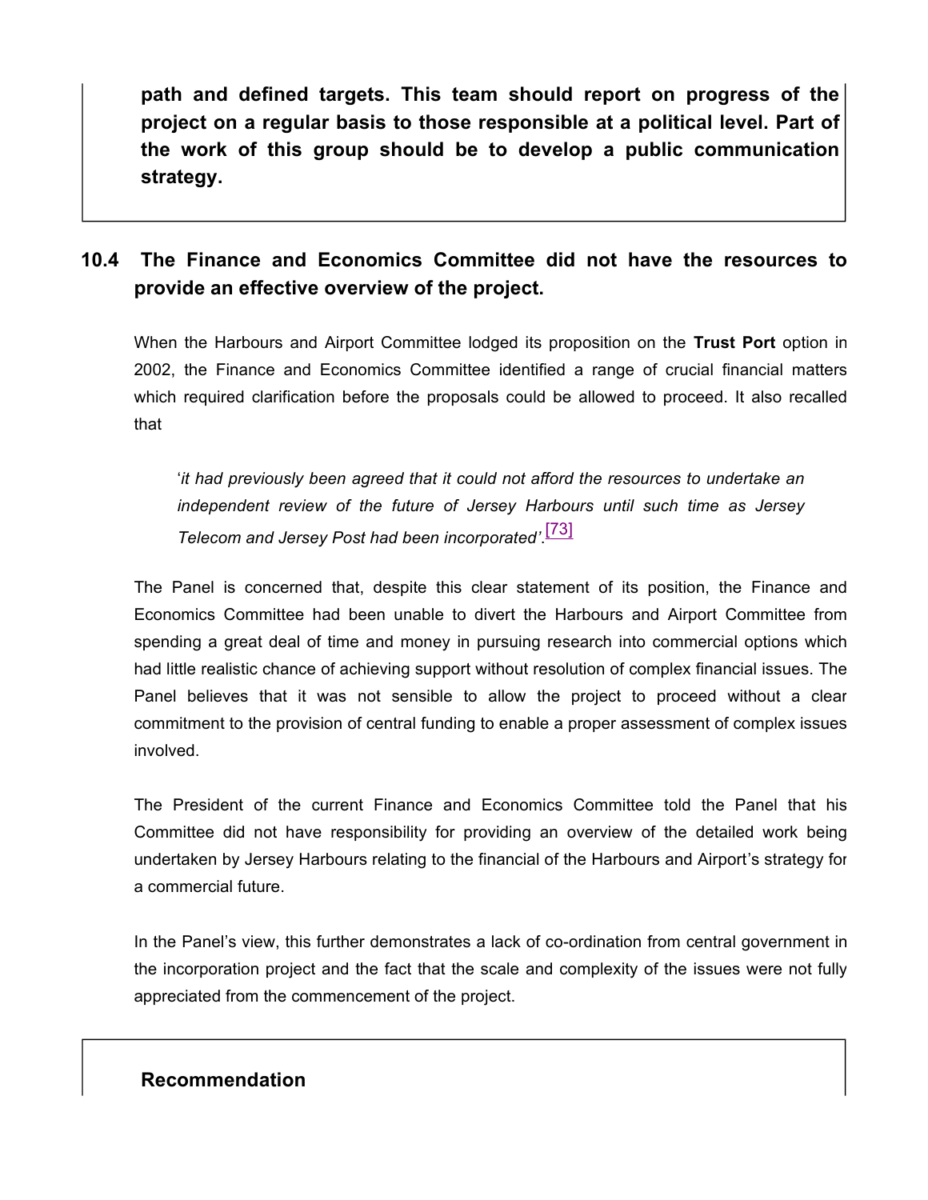**path and defined targets. This team should report on progress of the project on a regular basis to those responsible at a political level. Part of the work of this group should be to develop a public communication strategy.**

## 10.4 The Finance and Economics Committee did not have the resources to provide an effective overview of the project.

When the Harbours and Airport Committee lodged its proposition on the **Trust Port** option in 2002, the Finance and Economics Committee identified a range of crucial financial matters which required clarification before the proposals could be allowed to proceed. It also recalled that

> '*it had previously been agreed that it could not afford the resources to undertake an independent review of the future of Jersey Harbours until such time as Jersey Telecom and Jersey Post had been incorporated'*.[73]

The Panel is concerned that, despite this clear statement of its position, the Finance and Economics Committee had been unable to divert the Harbours and Airport Committee from spending a great deal of time and money in pursuing research into commercial options which had little realistic chance of achieving support without resolution of complex financial issues. The Panel believes that it was not sensible to allow the project to proceed without a clear commitment to the provision of central funding to enable a proper assessment of complex issues involved.

The President of the current Finance and Economics Committee told the Panel that his Committee did not have responsibility for providing an overview of the detailed work being undertaken by Jersey Harbours relating to the financial of the Harbours and Airport's strategy for a commercial future.

In the Panel's view, this further demonstrates a lack of co-ordination from central government in the incorporation project and the fact that the scale and complexity of the issues were not fully appreciated from the commencement of the project.

**Recommendation**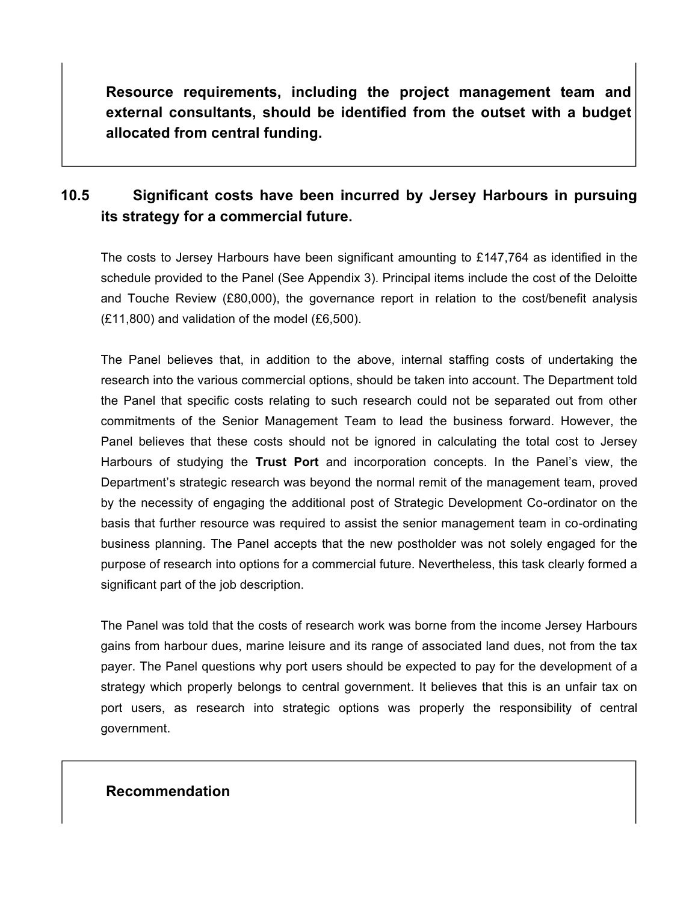**Resource requirements, including the project management team and external consultants, should be identified from the outset with a budget allocated from central funding.**

## 10.5 Significant costs have been incurred by Jersey Harbours in pursuing its strategy for a commercial future.

The costs to Jersey Harbours have been significant amounting to £147,764 as identified in the schedule provided to the Panel (See Appendix 3). Principal items include the cost of the Deloitte and Touche Review (£80,000), the governance report in relation to the cost/benefit analysis (£11,800) and validation of the model (£6,500).

The Panel believes that, in addition to the above, internal staffing costs of undertaking the research into the various commercial options, should be taken into account. The Department told the Panel that specific costs relating to such research could not be separated out from other commitments of the Senior Management Team to lead the business forward. However, the Panel believes that these costs should not be ignored in calculating the total cost to Jersey Harbours of studying the **Trust Port** and incorporation concepts. In the Panel's view, the Department's strategic research was beyond the normal remit of the management team, proved by the necessity of engaging the additional post of Strategic Development Co-ordinator on the basis that further resource was required to assist the senior management team in co-ordinating business planning. The Panel accepts that the new postholder was not solely engaged for the purpose of research into options for a commercial future. Nevertheless, this task clearly formed a significant part of the job description.

The Panel was told that the costs of research work was borne from the income Jersey Harbours gains from harbour dues, marine leisure and its range of associated land dues, not from the tax payer. The Panel questions why port users should be expected to pay for the development of a strategy which properly belongs to central government. It believes that this is an unfair tax on port users, as research into strategic options was properly the responsibility of central government.

**Recommendation**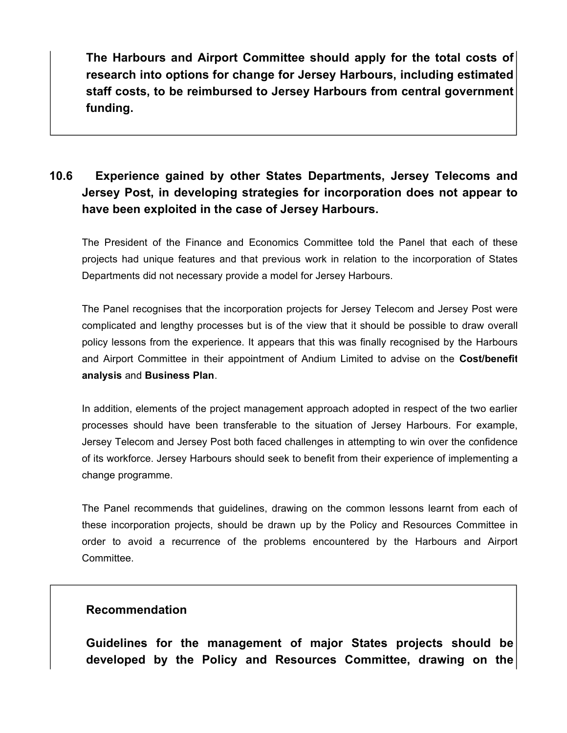**The Harbours and Airport Committee should apply for the total costs of research into options for change for Jersey Harbours, including estimated staff costs, to be reimbursed to Jersey Harbours from central government funding.**

## 10.6 Experience gained by other States Departments, Jersey Telecoms and Jersey Post, in developing strategies for incorporation does not appear to have been exploited in the case of Jersey Harbours.

The President of the Finance and Economics Committee told the Panel that each of these projects had unique features and that previous work in relation to the incorporation of States Departments did not necessary provide a model for Jersey Harbours.

The Panel recognises that the incorporation projects for Jersey Telecom and Jersey Post were complicated and lengthy processes but is of the view that it should be possible to draw overall policy lessons from the experience. It appears that this was finally recognised by the Harbours and Airport Committee in their appointment of Andium Limited to advise on the **Cost/benefit analysis** and **Business Plan**.

In addition, elements of the project management approach adopted in respect of the two earlier processes should have been transferable to the situation of Jersey Harbours. For example, Jersey Telecom and Jersey Post both faced challenges in attempting to win over the confidence of its workforce. Jersey Harbours should seek to benefit from their experience of implementing a change programme.

The Panel recommends that guidelines, drawing on the common lessons learnt from each of these incorporation projects, should be drawn up by the Policy and Resources Committee in order to avoid a recurrence of the problems encountered by the Harbours and Airport Committee.

**Recommendation**

**Guidelines for the management of major States projects should be developed by the Policy and Resources Committee, drawing on the**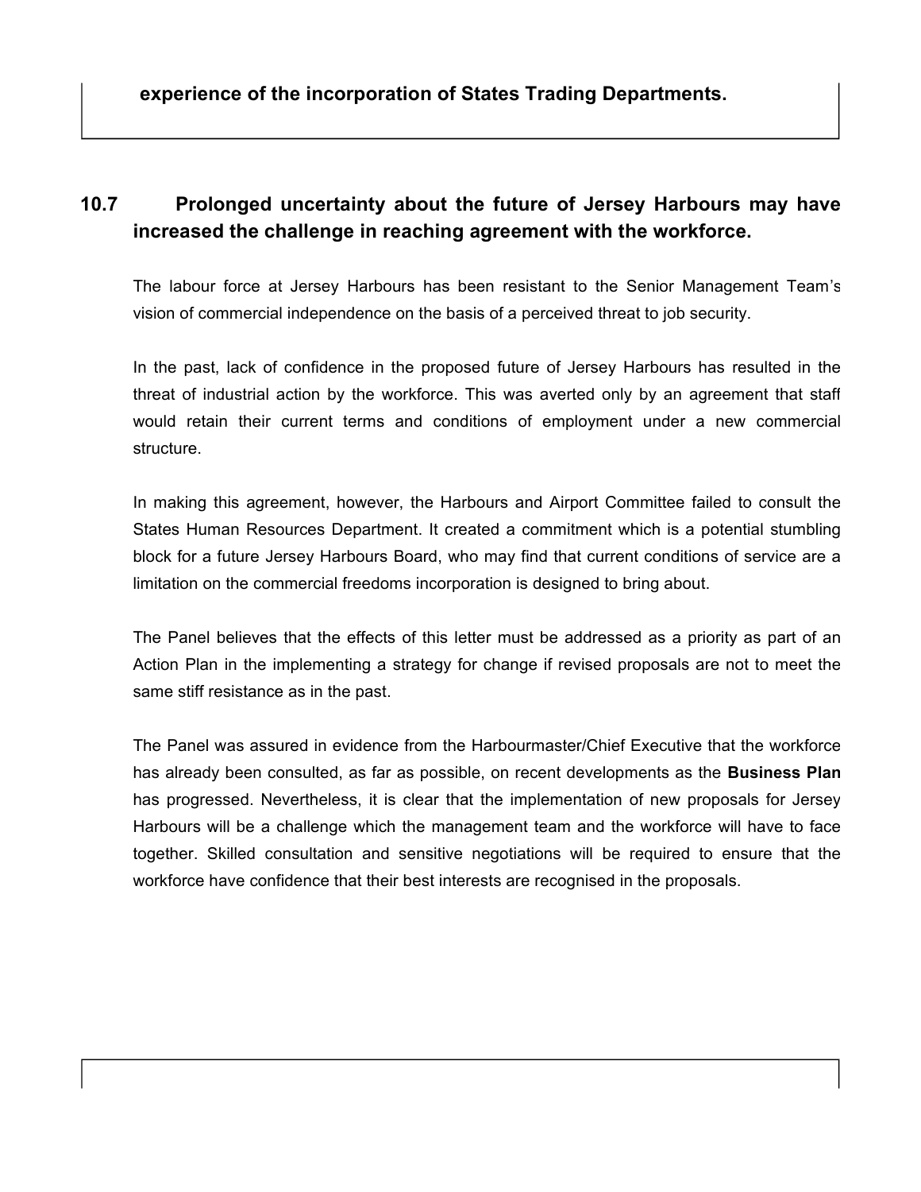**experience of the incorporation of States Trading Departments.**

## 10.7 Prolonged uncertainty about the future of Jersey Harbours may have increased the challenge in reaching agreement with the workforce.

The labour force at Jersey Harbours has been resistant to the Senior Management Team's vision of commercial independence on the basis of a perceived threat to job security.

In the past, lack of confidence in the proposed future of Jersey Harbours has resulted in the threat of industrial action by the workforce. This was averted only by an agreement that staff would retain their current terms and conditions of employment under a new commercial structure.

In making this agreement, however, the Harbours and Airport Committee failed to consult the States Human Resources Department. It created a commitment which is a potential stumbling block for a future Jersey Harbours Board, who may find that current conditions of service are a limitation on the commercial freedoms incorporation is designed to bring about.

The Panel believes that the effects of this letter must be addressed as a priority as part of an Action Plan in the implementing a strategy for change if revised proposals are not to meet the same stiff resistance as in the past.

The Panel was assured in evidence from the Harbourmaster/Chief Executive that the workforce has already been consulted, as far as possible, on recent developments as the **Business Plan** has progressed. Nevertheless, it is clear that the implementation of new proposals for Jersey Harbours will be a challenge which the management team and the workforce will have to face together. Skilled consultation and sensitive negotiations will be required to ensure that the workforce have confidence that their best interests are recognised in the proposals.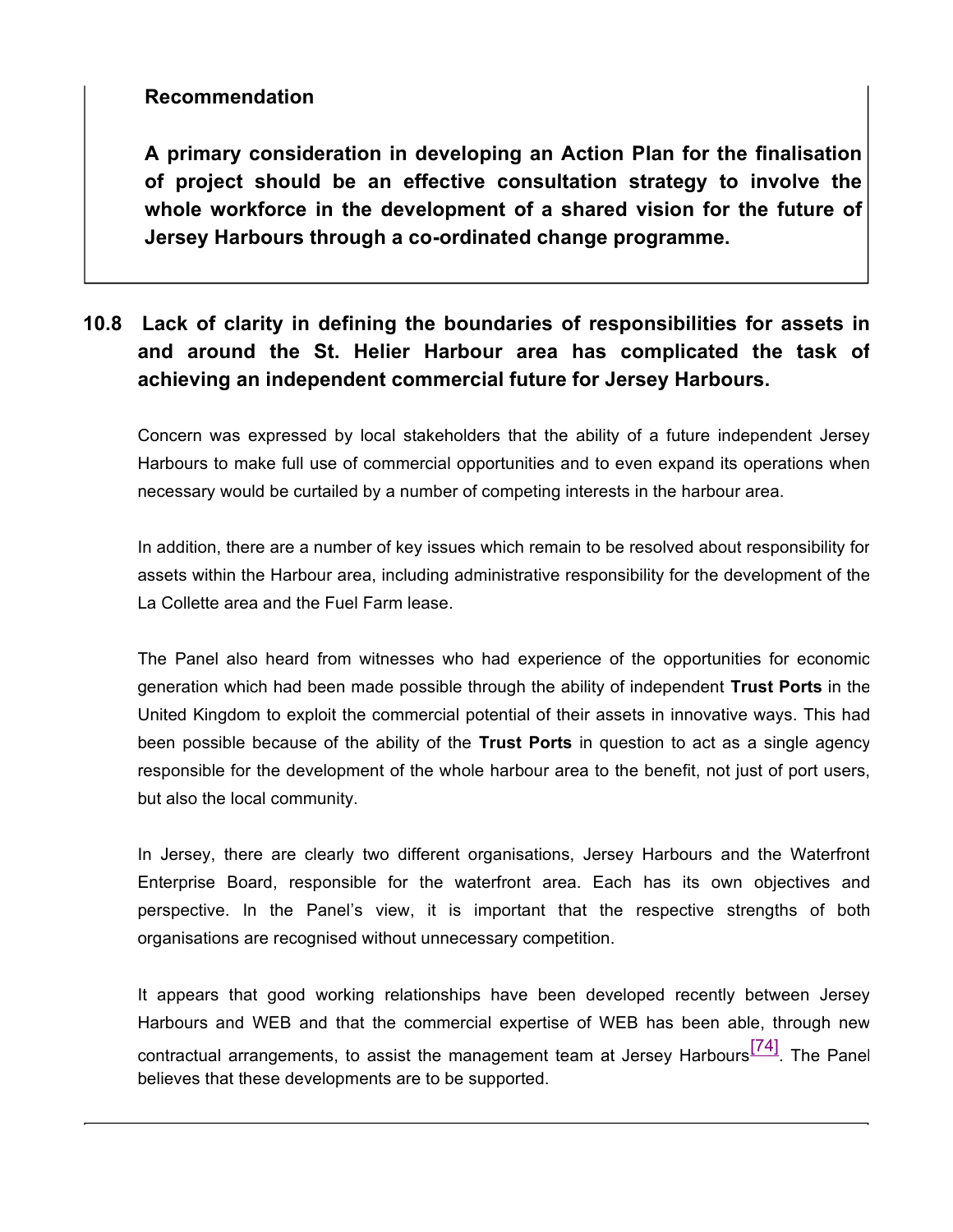**Recommendation**

**A primary consideration in developing an Action Plan for the finalisation of project should be an effective consultation strategy to involve the whole workforce in the development of a shared vision for the future of Jersey Harbours through a co-ordinated change programme.**

### 10.8 Lack of clarity in defining the boundaries of responsibilities for assets in and around the St. Helier Harbour area has complicated the task of achieving an independent commercial future for Jersey Harbours.

Concern was expressed by local stakeholders that the ability of a future independent Jersey Harbours to make full use of commercial opportunities and to even expand its operations when necessary would be curtailed by a number of competing interests in the harbour area.

In addition, there are a number of key issues which remain to be resolved about responsibility for assets within the Harbour area, including administrative responsibility for the development of the La Collette area and the Fuel Farm lease.

The Panel also heard from witnesses who had experience of the opportunities for economic generation which had been made possible through the ability of independent **Trust Ports** in the United Kingdom to exploit the commercial potential of their assets in innovative ways. This had been possible because of the ability of the **Trust Ports** in question to act as a single agency responsible for the development of the whole harbour area to the benefit, not just of port users, but also the local community.

In Jersey, there are clearly two different organisations, Jersey Harbours and the Waterfront Enterprise Board, responsible for the waterfront area. Each has its own objectives and perspective. In the Panel's view, it is important that the respective strengths of both organisations are recognised without unnecessary competition.

It appears that good working relationships have been developed recently between Jersey Harbours and WEB and that the commercial expertise of WEB has been able, through new contractual arrangements, to assist the management team at Jersey Harbours[74]. The Panel believes that these developments are to be supported.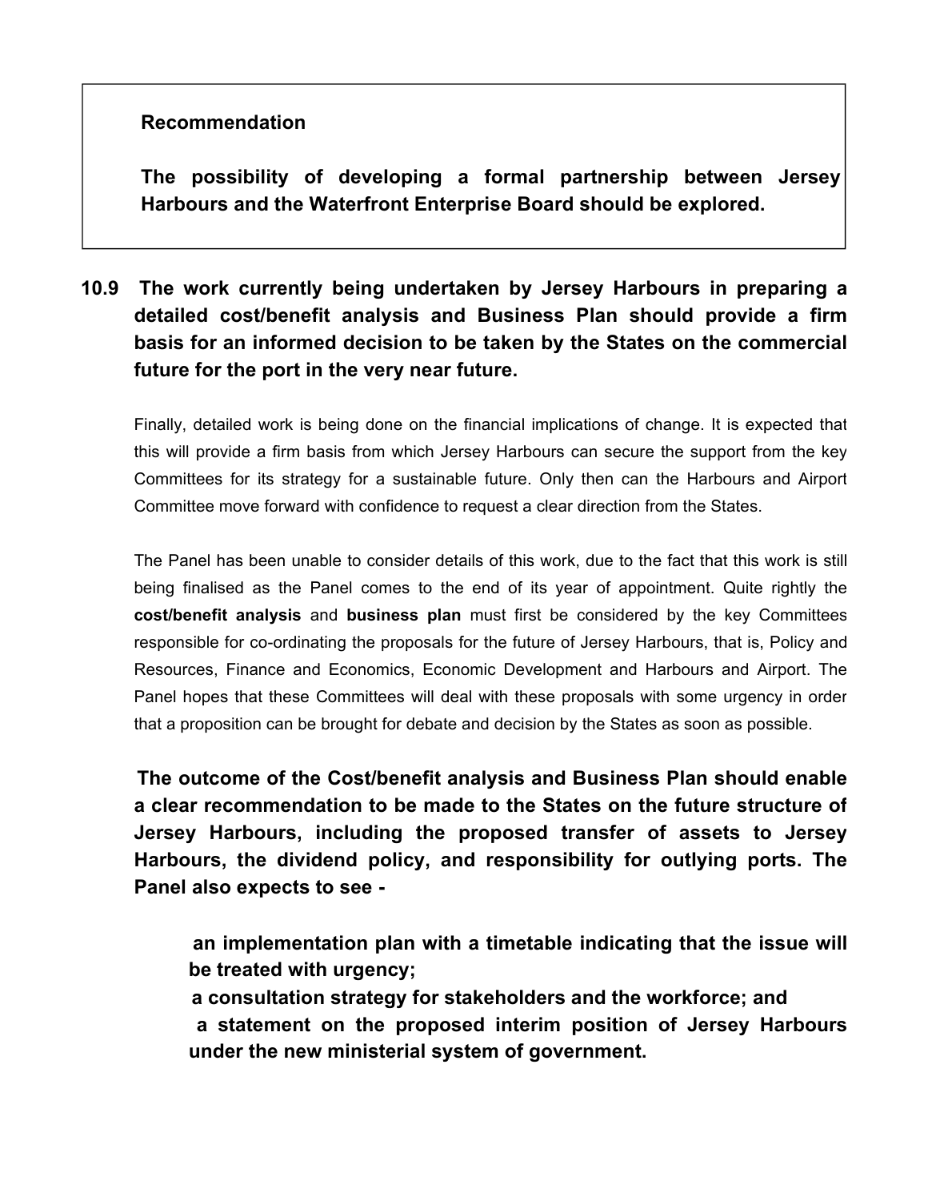> **Recommendation**
>
> **The possibility of developing a formal partnership between Jersey Harbours and the Waterfront Enterprise Board should be explored.**

**10.9 The work currently being undertaken by Jersey Harbours in preparing a detailed cost/benefit analysis and Business Plan should provide a firm basis for an informed decision to be taken by the States on the commercial future for the port in the very near future.**

Finally, detailed work is being done on the financial implications of change. It is expected that this will provide a firm basis from which Jersey Harbours can secure the support from the key Committees for its strategy for a sustainable future. Only then can the Harbours and Airport Committee move forward with confidence to request a clear direction from the States.

The Panel has been unable to consider details of this work, due to the fact that this work is still being finalised as the Panel comes to the end of its year of appointment. Quite rightly the **cost/benefit analysis** and **business plan** must first be considered by the key Committees responsible for co-ordinating the proposals for the future of Jersey Harbours, that is, Policy and Resources, Finance and Economics, Economic Development and Harbours and Airport. The Panel hopes that these Committees will deal with these proposals with some urgency in order that a proposition can be brought for debate and decision by the States as soon as possible.

**The outcome of the Cost/benefit analysis and Business Plan should enable a clear recommendation to be made to the States on the future structure of Jersey Harbours, including the proposed transfer of assets to Jersey Harbours, the dividend policy, and responsibility for outlying ports. The Panel also expects to see -**

- **an implementation plan with a timetable indicating that the issue will be treated with urgency;**
- **a consultation strategy for stakeholders and the workforce; and**
- **a statement on the proposed interim position of Jersey Harbours under the new ministerial system of government.**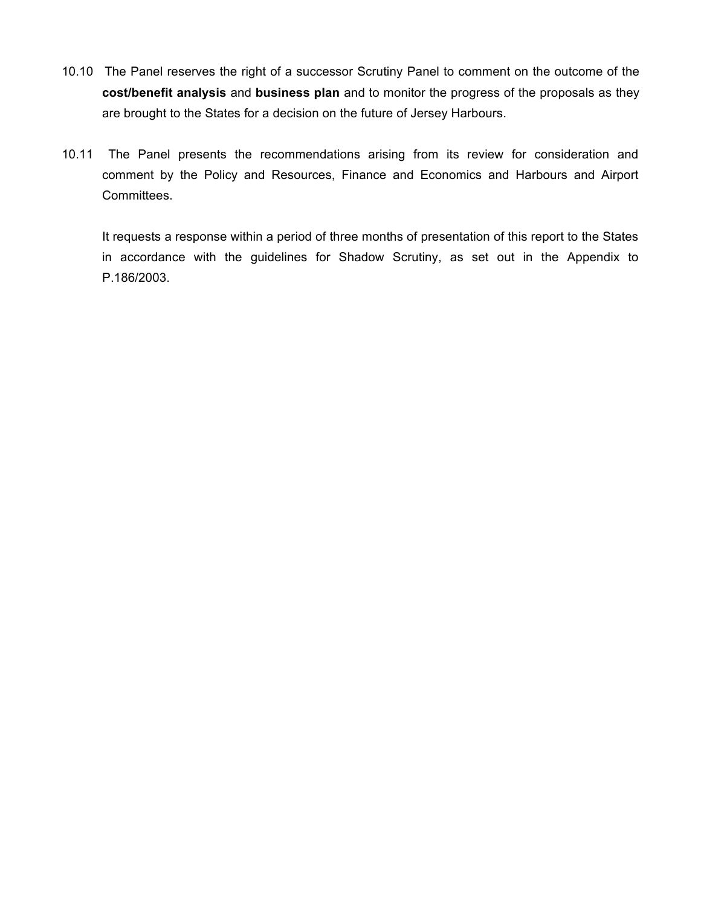10.10 The Panel reserves the right of a successor Scrutiny Panel to comment on the outcome of the **cost/benefit analysis** and **business plan** and to monitor the progress of the proposals as they are brought to the States for a decision on the future of Jersey Harbours.

10.11 The Panel presents the recommendations arising from its review for consideration and comment by the Policy and Resources, Finance and Economics and Harbours and Airport Committees.

It requests a response within a period of three months of presentation of this report to the States in accordance with the guidelines for Shadow Scrutiny, as set out in the Appendix to P.186/2003.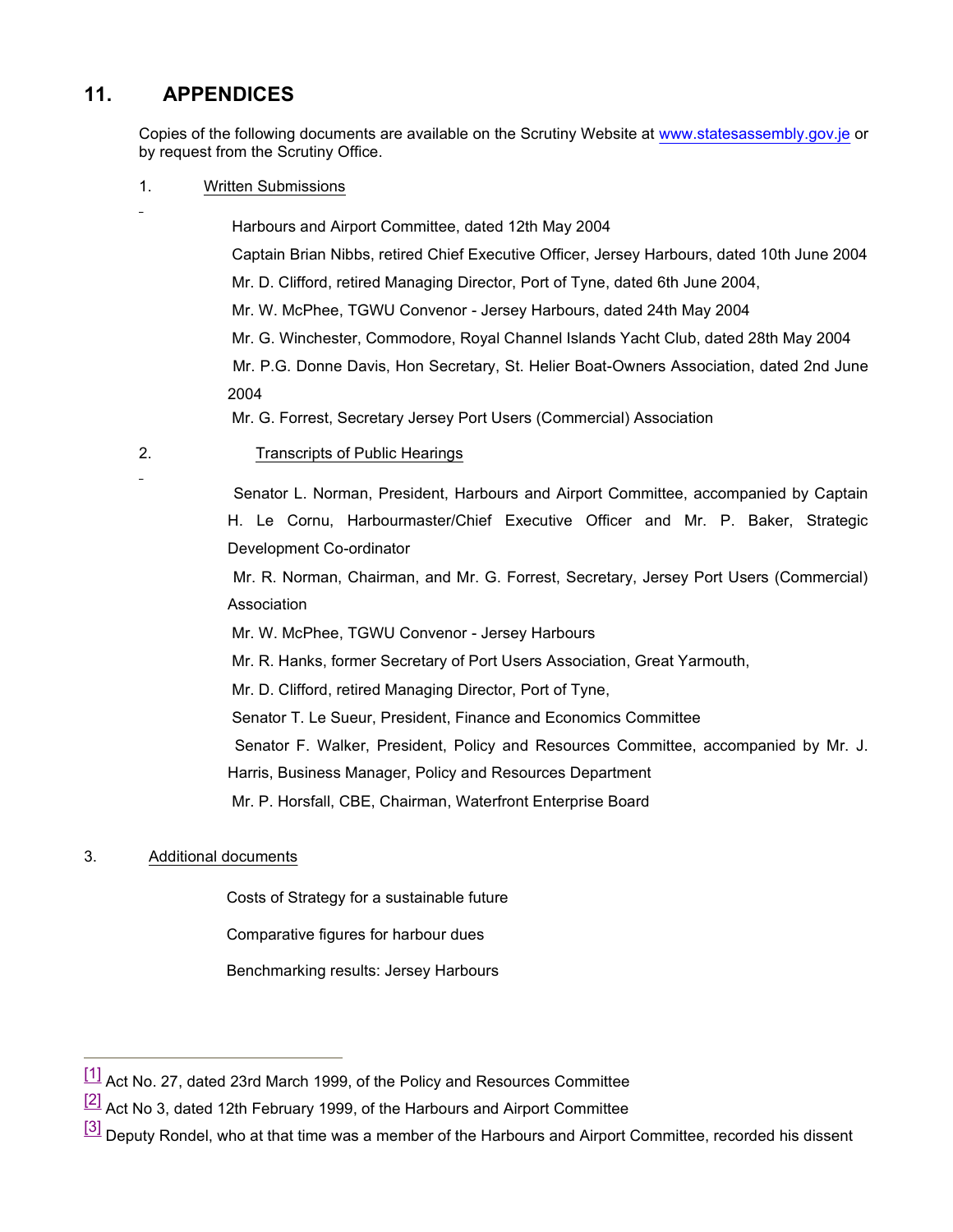## 11. APPENDICES

Copies of the following documents are available on the Scrutiny Website at www.statesassembly.gov.je or by request from the Scrutiny Office.

1. Written Submissions

   Harbours and Airport Committee, dated 12th May 2004

   Captain Brian Nibbs, retired Chief Executive Officer, Jersey Harbours, dated 10th June 2004

   Mr. D. Clifford, retired Managing Director, Port of Tyne, dated 6th June 2004,

   Mr. W. McPhee, TGWU Convenor - Jersey Harbours, dated 24th May 2004

   Mr. G. Winchester, Commodore, Royal Channel Islands Yacht Club, dated 28th May 2004

   Mr. P.G. Donne Davis, Hon Secretary, St. Helier Boat-Owners Association, dated 2nd June 2004

   Mr. G. Forrest, Secretary Jersey Port Users (Commercial) Association

2. Transcripts of Public Hearings

   Senator L. Norman, President, Harbours and Airport Committee, accompanied by Captain H. Le Cornu, Harbourmaster/Chief Executive Officer and Mr. P. Baker, Strategic Development Co-ordinator

   Mr. R. Norman, Chairman, and Mr. G. Forrest, Secretary, Jersey Port Users (Commercial) Association

   Mr. W. McPhee, TGWU Convenor - Jersey Harbours

   Mr. R. Hanks, former Secretary of Port Users Association, Great Yarmouth,

   Mr. D. Clifford, retired Managing Director, Port of Tyne,

   Senator T. Le Sueur, President, Finance and Economics Committee

   Senator F. Walker, President, Policy and Resources Committee, accompanied by Mr. J. Harris, Business Manager, Policy and Resources Department

   Mr. P. Horsfall, CBE, Chairman, Waterfront Enterprise Board

3. Additional documents

   Costs of Strategy for a sustainable future

   Comparative figures for harbour dues

   Benchmarking results: Jersey Harbours

---

[1] Act No. 27, dated 23rd March 1999, of the Policy and Resources Committee

[2] Act No 3, dated 12th February 1999, of the Harbours and Airport Committee

[3] Deputy Rondel, who at that time was a member of the Harbours and Airport Committee, recorded his dissent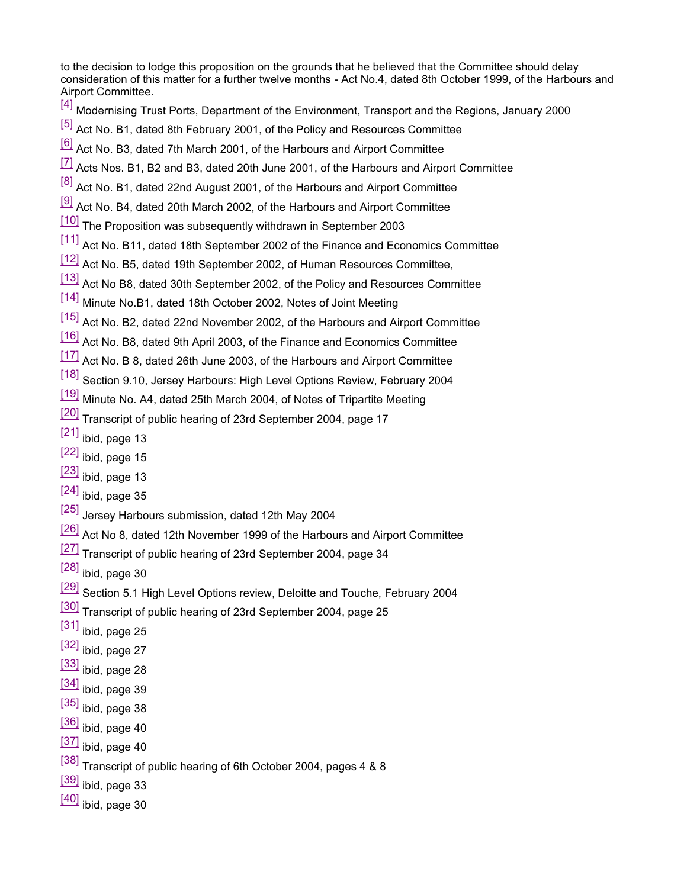to the decision to lodge this proposition on the grounds that he believed that the Committee should delay consideration of this matter for a further twelve months - Act No.4, dated 8th October 1999, of the Harbours and Airport Committee.

[4] Modernising Trust Ports, Department of the Environment, Transport and the Regions, January 2000

[5] Act No. B1, dated 8th February 2001, of the Policy and Resources Committee

[6] Act No. B3, dated 7th March 2001, of the Harbours and Airport Committee

[7] Acts Nos. B1, B2 and B3, dated 20th June 2001, of the Harbours and Airport Committee

[8] Act No. B1, dated 22nd August 2001, of the Harbours and Airport Committee

[9] Act No. B4, dated 20th March 2002, of the Harbours and Airport Committee

[10] The Proposition was subsequently withdrawn in September 2003

[11] Act No. B11, dated 18th September 2002 of the Finance and Economics Committee

[12] Act No. B5, dated 19th September 2002, of Human Resources Committee,

[13] Act No B8, dated 30th September 2002, of the Policy and Resources Committee

[14] Minute No.B1, dated 18th October 2002, Notes of Joint Meeting

[15] Act No. B2, dated 22nd November 2002, of the Harbours and Airport Committee

[16] Act No. B8, dated 9th April 2003, of the Finance and Economics Committee

[17] Act No. B 8, dated 26th June 2003, of the Harbours and Airport Committee

[18] Section 9.10, Jersey Harbours: High Level Options Review, February 2004

[19] Minute No. A4, dated 25th March 2004, of Notes of Tripartite Meeting

[20] Transcript of public hearing of 23rd September 2004, page 17

[21] ibid, page 13

[22] ibid, page 15

[23] ibid, page 13

[24] ibid, page 35

[25] Jersey Harbours submission, dated 12th May 2004

[26] Act No 8, dated 12th November 1999 of the Harbours and Airport Committee

[27] Transcript of public hearing of 23rd September 2004, page 34

[28] ibid, page 30

[29] Section 5.1 High Level Options review, Deloitte and Touche, February 2004

[30] Transcript of public hearing of 23rd September 2004, page 25

[31] ibid, page 25

[32] ibid, page 27

[33] ibid, page 28

[34] ibid, page 39

[35] ibid, page 38

[36] ibid, page 40

[37] ibid, page 40

[38] Transcript of public hearing of 6th October 2004, pages 4 & 8

[39] ibid, page 33

[40] ibid, page 30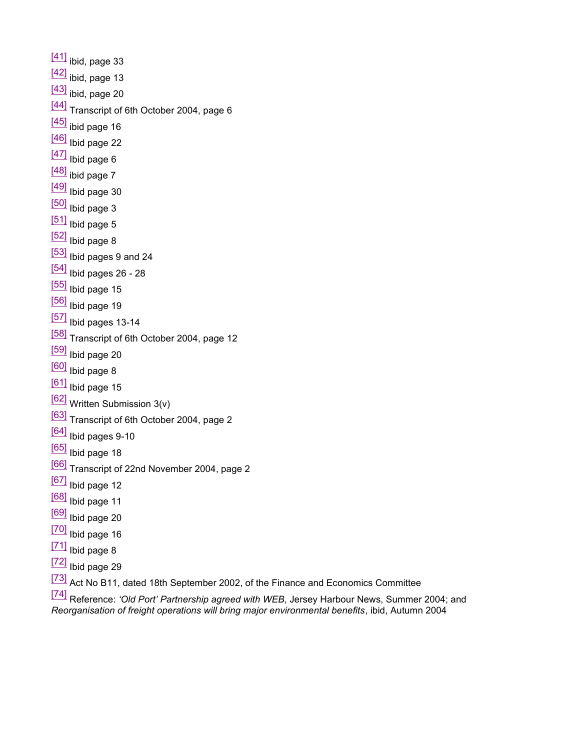[41] ibid, page 33

[42] ibid, page 13

[43] ibid, page 20

[44] Transcript of 6th October 2004, page 6

[45] ibid page 16

[46] Ibid page 22

[47] Ibid page 6

[48] ibid page 7

[49] Ibid page 30

[50] Ibid page 3

[51] Ibid page 5

[52] Ibid page 8

[53] Ibid pages 9 and 24

[54] Ibid pages 26 - 28

[55] Ibid page 15

[56] Ibid page 19

[57] Ibid pages 13-14

[58] Transcript of 6th October 2004, page 12

[59] Ibid page 20

[60] Ibid page 8

[61] Ibid page 15

[62] Written Submission 3(v)

[63] Transcript of 6th October 2004, page 2

[64] Ibid pages 9-10

[65] Ibid page 18

[66] Transcript of 22nd November 2004, page 2

[67] Ibid page 12

[68] Ibid page 11

[69] Ibid page 20

[70] Ibid page 16

[71] Ibid page 8

[72] Ibid page 29

[73] Act No B11, dated 18th September 2002, of the Finance and Economics Committee

[74] Reference: *'Old Port' Partnership agreed with WEB*, Jersey Harbour News, Summer 2004; and *Reorganisation of freight operations will bring major environmental benefits*, ibid, Autumn 2004